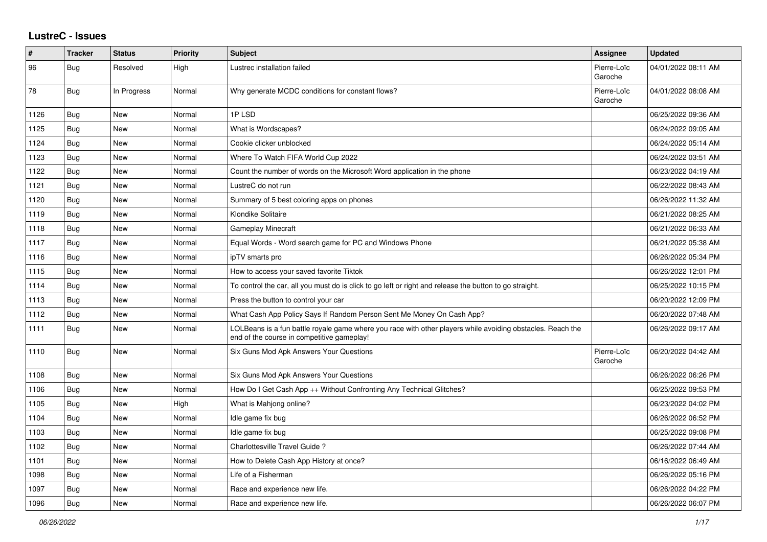## LustreC - Issues

| # | Tracker | Status | Priority | Subject | Assignee | Updated |
|---|---|---|---|---|---|---|
| 96 | Bug | Resolved | High | Lustrec installation failed | Pierre-Loïc Garoche | 04/01/2022 08:11 AM |
| 78 | Bug | In Progress | Normal | Why generate MCDC conditions for constant flows? | Pierre-Loïc Garoche | 04/01/2022 08:08 AM |
| 1126 | Bug | New | Normal | 1P LSD | | 06/25/2022 09:36 AM |
| 1125 | Bug | New | Normal | What is Wordscapes? | | 06/24/2022 09:05 AM |
| 1124 | Bug | New | Normal | Cookie clicker unblocked | | 06/24/2022 05:14 AM |
| 1123 | Bug | New | Normal | Where To Watch FIFA World Cup 2022 | | 06/24/2022 03:51 AM |
| 1122 | Bug | New | Normal | Count the number of words on the Microsoft Word application in the phone | | 06/23/2022 04:19 AM |
| 1121 | Bug | New | Normal | LustreC do not run | | 06/22/2022 08:43 AM |
| 1120 | Bug | New | Normal | Summary of 5 best coloring apps on phones | | 06/26/2022 11:32 AM |
| 1119 | Bug | New | Normal | Klondike Solitaire | | 06/21/2022 08:25 AM |
| 1118 | Bug | New | Normal | Gameplay Minecraft | | 06/21/2022 06:33 AM |
| 1117 | Bug | New | Normal | Equal Words - Word search game for PC and Windows Phone | | 06/21/2022 05:38 AM |
| 1116 | Bug | New | Normal | ipTV smarts pro | | 06/26/2022 05:34 PM |
| 1115 | Bug | New | Normal | How to access your saved favorite Tiktok | | 06/26/2022 12:01 PM |
| 1114 | Bug | New | Normal | To control the car, all you must do is click to go left or right and release the button to go straight. | | 06/25/2022 10:15 PM |
| 1113 | Bug | New | Normal | Press the button to control your car | | 06/20/2022 12:09 PM |
| 1112 | Bug | New | Normal | What Cash App Policy Says If Random Person Sent Me Money On Cash App? | | 06/20/2022 07:48 AM |
| 1111 | Bug | New | Normal | LOLBeans is a fun battle royale game where you race with other players while avoiding obstacles. Reach the end of the course in competitive gameplay! | | 06/26/2022 09:17 AM |
| 1110 | Bug | New | Normal | Six Guns Mod Apk Answers Your Questions | Pierre-Loïc Garoche | 06/20/2022 04:42 AM |
| 1108 | Bug | New | Normal | Six Guns Mod Apk Answers Your Questions | | 06/26/2022 06:26 PM |
| 1106 | Bug | New | Normal | How Do I Get Cash App ++ Without Confronting Any Technical Glitches? | | 06/25/2022 09:53 PM |
| 1105 | Bug | New | High | What is Mahjong online? | | 06/23/2022 04:02 PM |
| 1104 | Bug | New | Normal | Idle game fix bug | | 06/26/2022 06:52 PM |
| 1103 | Bug | New | Normal | Idle game fix bug | | 06/25/2022 09:08 PM |
| 1102 | Bug | New | Normal | Charlottesville Travel Guide ? | | 06/26/2022 07:44 AM |
| 1101 | Bug | New | Normal | How to Delete Cash App History at once? | | 06/16/2022 06:49 AM |
| 1098 | Bug | New | Normal | Life of a Fisherman | | 06/26/2022 05:16 PM |
| 1097 | Bug | New | Normal | Race and experience new life. | | 06/26/2022 04:22 PM |
| 1096 | Bug | New | Normal | Race and experience new life. | | 06/26/2022 06:07 PM |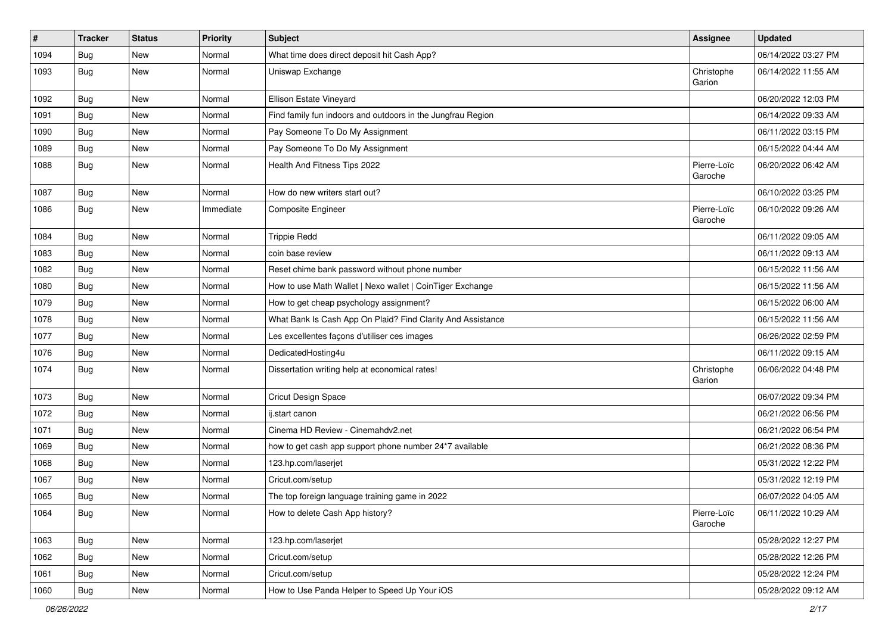| # | Tracker | Status | Priority | Subject | Assignee | Updated |
|---|---|---|---|---|---|---|
| 1094 | Bug | New | Normal | What time does direct deposit hit Cash App? | | 06/14/2022 03:27 PM |
| 1093 | Bug | New | Normal | Uniswap Exchange | Christophe Garion | 06/14/2022 11:55 AM |
| 1092 | Bug | New | Normal | Ellison Estate Vineyard | | 06/20/2022 12:03 PM |
| 1091 | Bug | New | Normal | Find family fun indoors and outdoors in the Jungfrau Region | | 06/14/2022 09:33 AM |
| 1090 | Bug | New | Normal | Pay Someone To Do My Assignment | | 06/11/2022 03:15 PM |
| 1089 | Bug | New | Normal | Pay Someone To Do My Assignment | | 06/15/2022 04:44 AM |
| 1088 | Bug | New | Normal | Health And Fitness Tips 2022 | Pierre-Loïc Garoche | 06/20/2022 06:42 AM |
| 1087 | Bug | New | Normal | How do new writers start out? | | 06/10/2022 03:25 PM |
| 1086 | Bug | New | Immediate | Composite Engineer | Pierre-Loïc Garoche | 06/10/2022 09:26 AM |
| 1084 | Bug | New | Normal | Trippie Redd | | 06/11/2022 09:05 AM |
| 1083 | Bug | New | Normal | coin base review | | 06/11/2022 09:13 AM |
| 1082 | Bug | New | Normal | Reset chime bank password without phone number | | 06/15/2022 11:56 AM |
| 1080 | Bug | New | Normal | How to use Math Wallet \| Nexo wallet \| CoinTiger Exchange | | 06/15/2022 11:56 AM |
| 1079 | Bug | New | Normal | How to get cheap psychology assignment? | | 06/15/2022 06:00 AM |
| 1078 | Bug | New | Normal | What Bank Is Cash App On Plaid? Find Clarity And Assistance | | 06/15/2022 11:56 AM |
| 1077 | Bug | New | Normal | Les excellentes façons d'utiliser ces images | | 06/26/2022 02:59 PM |
| 1076 | Bug | New | Normal | DedicatedHosting4u | | 06/11/2022 09:15 AM |
| 1074 | Bug | New | Normal | Dissertation writing help at economical rates! | Christophe Garion | 06/06/2022 04:48 PM |
| 1073 | Bug | New | Normal | Cricut Design Space | | 06/07/2022 09:34 PM |
| 1072 | Bug | New | Normal | ij.start canon | | 06/21/2022 06:56 PM |
| 1071 | Bug | New | Normal | Cinema HD Review - Cinemahdv2.net | | 06/21/2022 06:54 PM |
| 1069 | Bug | New | Normal | how to get cash app support phone number 24*7 available | | 06/21/2022 08:36 PM |
| 1068 | Bug | New | Normal | 123.hp.com/laserjet | | 05/31/2022 12:22 PM |
| 1067 | Bug | New | Normal | Cricut.com/setup | | 05/31/2022 12:19 PM |
| 1065 | Bug | New | Normal | The top foreign language training game in 2022 | | 06/07/2022 04:05 AM |
| 1064 | Bug | New | Normal | How to delete Cash App history? | Pierre-Loïc Garoche | 06/11/2022 10:29 AM |
| 1063 | Bug | New | Normal | 123.hp.com/laserjet | | 05/28/2022 12:27 PM |
| 1062 | Bug | New | Normal | Cricut.com/setup | | 05/28/2022 12:26 PM |
| 1061 | Bug | New | Normal | Cricut.com/setup | | 05/28/2022 12:24 PM |
| 1060 | Bug | New | Normal | How to Use Panda Helper to Speed Up Your iOS | | 05/28/2022 09:12 AM |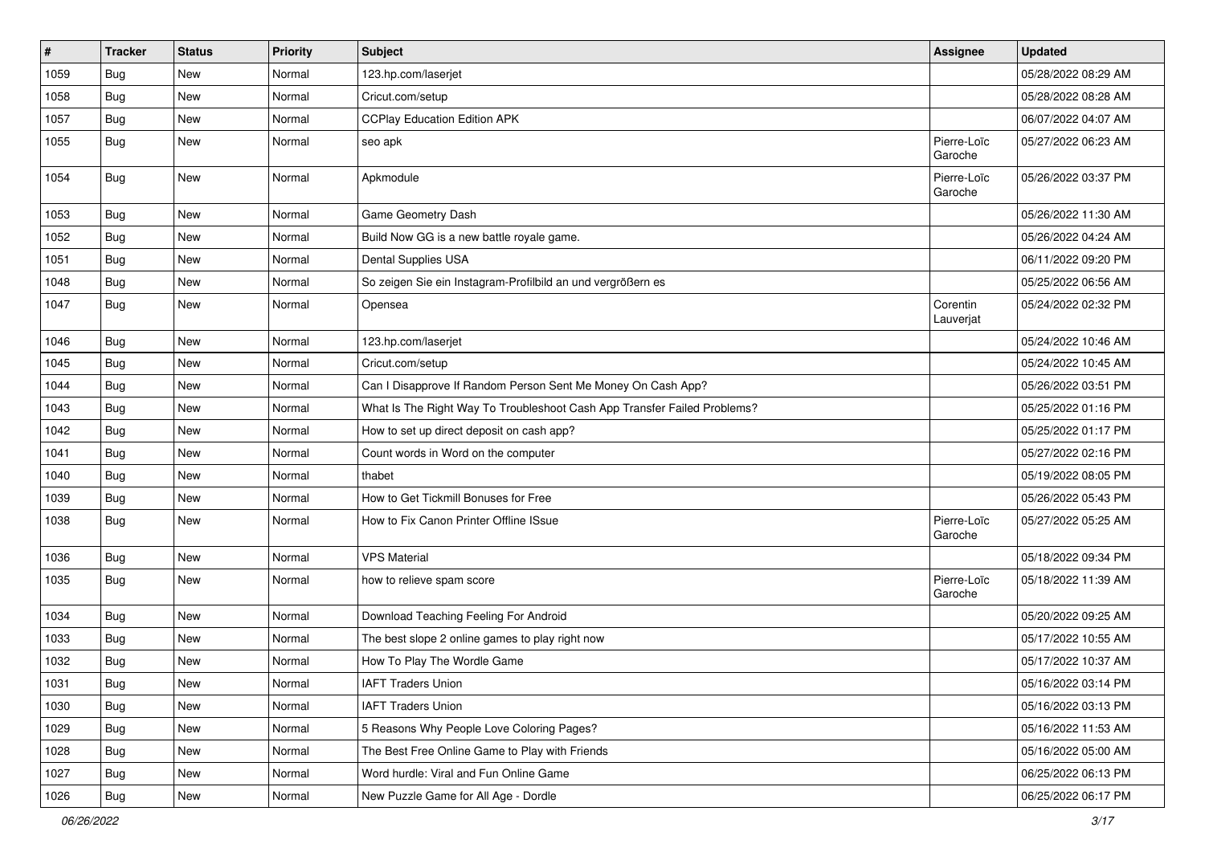| # | Tracker | Status | Priority | Subject | Assignee | Updated |
|---|---|---|---|---|---|---|
| 1059 | Bug | New | Normal | 123.hp.com/laserjet | | 05/28/2022 08:29 AM |
| 1058 | Bug | New | Normal | Cricut.com/setup | | 05/28/2022 08:28 AM |
| 1057 | Bug | New | Normal | CCPlay Education Edition APK | | 06/07/2022 04:07 AM |
| 1055 | Bug | New | Normal | seo apk | Pierre-Loïc Garoche | 05/27/2022 06:23 AM |
| 1054 | Bug | New | Normal | Apkmodule | Pierre-Loïc Garoche | 05/26/2022 03:37 PM |
| 1053 | Bug | New | Normal | Game Geometry Dash | | 05/26/2022 11:30 AM |
| 1052 | Bug | New | Normal | Build Now GG is a new battle royale game. | | 05/26/2022 04:24 AM |
| 1051 | Bug | New | Normal | Dental Supplies USA | | 06/11/2022 09:20 PM |
| 1048 | Bug | New | Normal | So zeigen Sie ein Instagram-Profilbild an und vergrößern es | | 05/25/2022 06:56 AM |
| 1047 | Bug | New | Normal | Opensea | Corentin Lauverjat | 05/24/2022 02:32 PM |
| 1046 | Bug | New | Normal | 123.hp.com/laserjet | | 05/24/2022 10:46 AM |
| 1045 | Bug | New | Normal | Cricut.com/setup | | 05/24/2022 10:45 AM |
| 1044 | Bug | New | Normal | Can I Disapprove If Random Person Sent Me Money On Cash App? | | 05/26/2022 03:51 PM |
| 1043 | Bug | New | Normal | What Is The Right Way To Troubleshoot Cash App Transfer Failed Problems? | | 05/25/2022 01:16 PM |
| 1042 | Bug | New | Normal | How to set up direct deposit on cash app? | | 05/25/2022 01:17 PM |
| 1041 | Bug | New | Normal | Count words in Word on the computer | | 05/27/2022 02:16 PM |
| 1040 | Bug | New | Normal | thabet | | 05/19/2022 08:05 PM |
| 1039 | Bug | New | Normal | How to Get Tickmill Bonuses for Free | | 05/26/2022 05:43 PM |
| 1038 | Bug | New | Normal | How to Fix Canon Printer Offline ISsue | Pierre-Loïc Garoche | 05/27/2022 05:25 AM |
| 1036 | Bug | New | Normal | VPS Material | | 05/18/2022 09:34 PM |
| 1035 | Bug | New | Normal | how to relieve spam score | Pierre-Loïc Garoche | 05/18/2022 11:39 AM |
| 1034 | Bug | New | Normal | Download Teaching Feeling For Android | | 05/20/2022 09:25 AM |
| 1033 | Bug | New | Normal | The best slope 2 online games to play right now | | 05/17/2022 10:55 AM |
| 1032 | Bug | New | Normal | How To Play The Wordle Game | | 05/17/2022 10:37 AM |
| 1031 | Bug | New | Normal | IAFT Traders Union | | 05/16/2022 03:14 PM |
| 1030 | Bug | New | Normal | IAFT Traders Union | | 05/16/2022 03:13 PM |
| 1029 | Bug | New | Normal | 5 Reasons Why People Love Coloring Pages? | | 05/16/2022 11:53 AM |
| 1028 | Bug | New | Normal | The Best Free Online Game to Play with Friends | | 05/16/2022 05:00 AM |
| 1027 | Bug | New | Normal | Word hurdle: Viral and Fun Online Game | | 06/25/2022 06:13 PM |
| 1026 | Bug | New | Normal | New Puzzle Game for All Age - Dordle | | 06/25/2022 06:17 PM |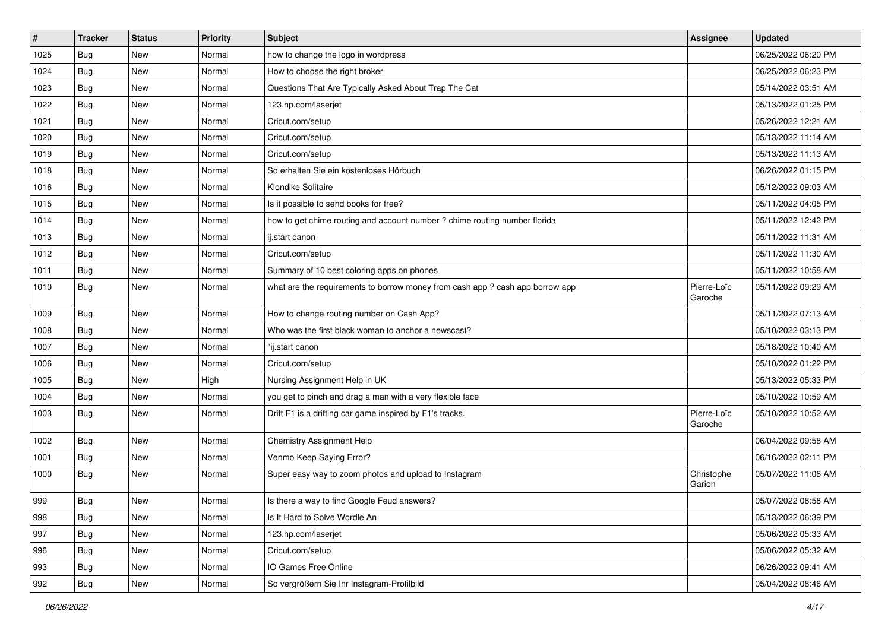| # | Tracker | Status | Priority | Subject | Assignee | Updated |
|---|---|---|---|---|---|---|
| 1025 | Bug | New | Normal | how to change the logo in wordpress | | 06/25/2022 06:20 PM |
| 1024 | Bug | New | Normal | How to choose the right broker | | 06/25/2022 06:23 PM |
| 1023 | Bug | New | Normal | Questions That Are Typically Asked About Trap The Cat | | 05/14/2022 03:51 AM |
| 1022 | Bug | New | Normal | 123.hp.com/laserjet | | 05/13/2022 01:25 PM |
| 1021 | Bug | New | Normal | Cricut.com/setup | | 05/26/2022 12:21 AM |
| 1020 | Bug | New | Normal | Cricut.com/setup | | 05/13/2022 11:14 AM |
| 1019 | Bug | New | Normal | Cricut.com/setup | | 05/13/2022 11:13 AM |
| 1018 | Bug | New | Normal | So erhalten Sie ein kostenloses Hörbuch | | 06/26/2022 01:15 PM |
| 1016 | Bug | New | Normal | Klondike Solitaire | | 05/12/2022 09:03 AM |
| 1015 | Bug | New | Normal | Is it possible to send books for free? | | 05/11/2022 04:05 PM |
| 1014 | Bug | New | Normal | how to get chime routing and account number ? chime routing number florida | | 05/11/2022 12:42 PM |
| 1013 | Bug | New | Normal | ij.start canon | | 05/11/2022 11:31 AM |
| 1012 | Bug | New | Normal | Cricut.com/setup | | 05/11/2022 11:30 AM |
| 1011 | Bug | New | Normal | Summary of 10 best coloring apps on phones | | 05/11/2022 10:58 AM |
| 1010 | Bug | New | Normal | what are the requirements to borrow money from cash app ? cash app borrow app | Pierre-Loïc Garoche | 05/11/2022 09:29 AM |
| 1009 | Bug | New | Normal | How to change routing number on Cash App? | | 05/11/2022 07:13 AM |
| 1008 | Bug | New | Normal | Who was the first black woman to anchor a newscast? | | 05/10/2022 03:13 PM |
| 1007 | Bug | New | Normal | "ij.start canon | | 05/18/2022 10:40 AM |
| 1006 | Bug | New | Normal | Cricut.com/setup | | 05/10/2022 01:22 PM |
| 1005 | Bug | New | High | Nursing Assignment Help in UK | | 05/13/2022 05:33 PM |
| 1004 | Bug | New | Normal | you get to pinch and drag a man with a very flexible face | | 05/10/2022 10:59 AM |
| 1003 | Bug | New | Normal | Drift F1 is a drifting car game inspired by F1's tracks. | Pierre-Loïc Garoche | 05/10/2022 10:52 AM |
| 1002 | Bug | New | Normal | Chemistry Assignment Help | | 06/04/2022 09:58 AM |
| 1001 | Bug | New | Normal | Venmo Keep Saying Error? | | 06/16/2022 02:11 PM |
| 1000 | Bug | New | Normal | Super easy way to zoom photos and upload to Instagram | Christophe Garion | 05/07/2022 11:06 AM |
| 999 | Bug | New | Normal | Is there a way to find Google Feud answers? | | 05/07/2022 08:58 AM |
| 998 | Bug | New | Normal | Is It Hard to Solve Wordle An | | 05/13/2022 06:39 PM |
| 997 | Bug | New | Normal | 123.hp.com/laserjet | | 05/06/2022 05:33 AM |
| 996 | Bug | New | Normal | Cricut.com/setup | | 05/06/2022 05:32 AM |
| 993 | Bug | New | Normal | IO Games Free Online | | 06/26/2022 09:41 AM |
| 992 | Bug | New | Normal | So vergrößern Sie Ihr Instagram-Profilbild | | 05/04/2022 08:46 AM |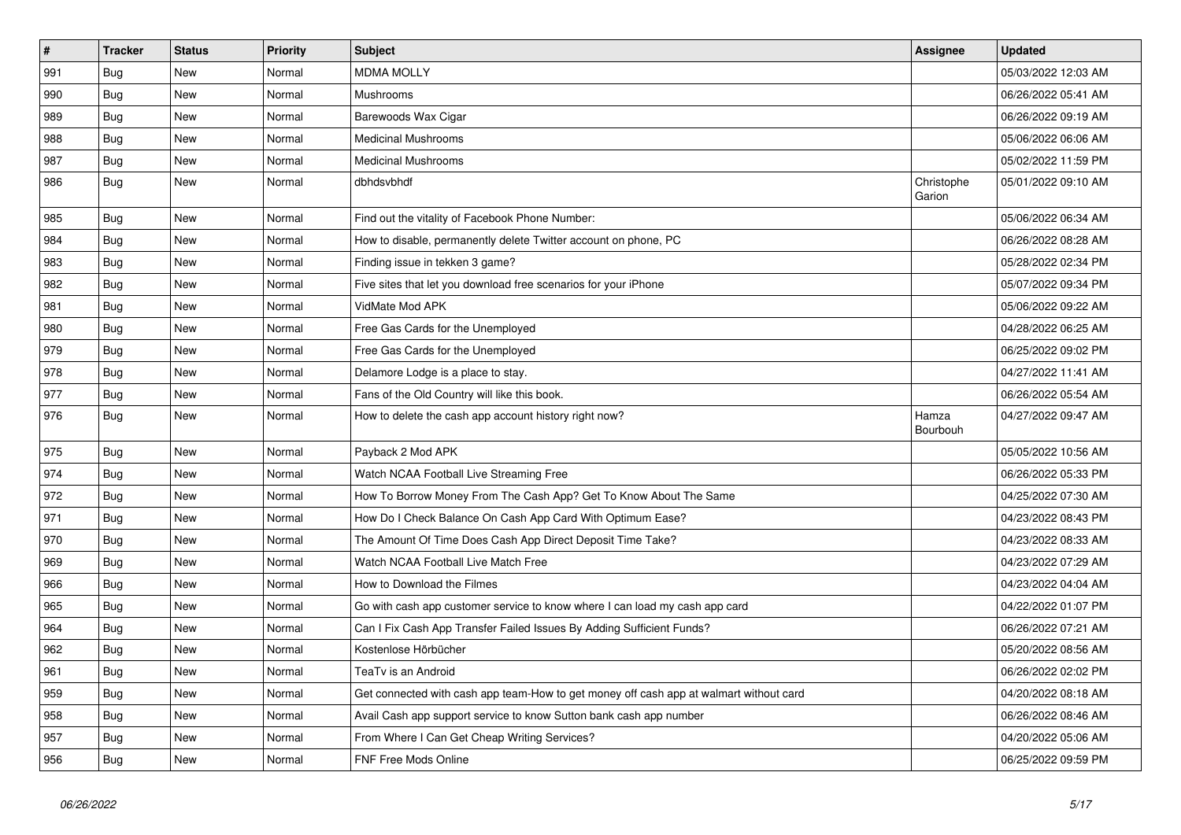| # | Tracker | Status | Priority | Subject | Assignee | Updated |
|---|---|---|---|---|---|---|
| 991 | Bug | New | Normal | MDMA MOLLY | | 05/03/2022 12:03 AM |
| 990 | Bug | New | Normal | Mushrooms | | 06/26/2022 05:41 AM |
| 989 | Bug | New | Normal | Barewoods Wax Cigar | | 06/26/2022 09:19 AM |
| 988 | Bug | New | Normal | Medicinal Mushrooms | | 05/06/2022 06:06 AM |
| 987 | Bug | New | Normal | Medicinal Mushrooms | | 05/02/2022 11:59 PM |
| 986 | Bug | New | Normal | dbhdsvbhdf | Christophe Garion | 05/01/2022 09:10 AM |
| 985 | Bug | New | Normal | Find out the vitality of Facebook Phone Number: | | 05/06/2022 06:34 AM |
| 984 | Bug | New | Normal | How to disable, permanently delete Twitter account on phone, PC | | 06/26/2022 08:28 AM |
| 983 | Bug | New | Normal | Finding issue in tekken 3 game? | | 05/28/2022 02:34 PM |
| 982 | Bug | New | Normal | Five sites that let you download free scenarios for your iPhone | | 05/07/2022 09:34 PM |
| 981 | Bug | New | Normal | VidMate Mod APK | | 05/06/2022 09:22 AM |
| 980 | Bug | New | Normal | Free Gas Cards for the Unemployed | | 04/28/2022 06:25 AM |
| 979 | Bug | New | Normal | Free Gas Cards for the Unemployed | | 06/25/2022 09:02 PM |
| 978 | Bug | New | Normal | Delamore Lodge is a place to stay. | | 04/27/2022 11:41 AM |
| 977 | Bug | New | Normal | Fans of the Old Country will like this book. | | 06/26/2022 05:54 AM |
| 976 | Bug | New | Normal | How to delete the cash app account history right now? | Hamza Bourbouh | 04/27/2022 09:47 AM |
| 975 | Bug | New | Normal | Payback 2 Mod APK | | 05/05/2022 10:56 AM |
| 974 | Bug | New | Normal | Watch NCAA Football Live Streaming Free | | 06/26/2022 05:33 PM |
| 972 | Bug | New | Normal | How To Borrow Money From The Cash App? Get To Know About The Same | | 04/25/2022 07:30 AM |
| 971 | Bug | New | Normal | How Do I Check Balance On Cash App Card With Optimum Ease? | | 04/23/2022 08:43 PM |
| 970 | Bug | New | Normal | The Amount Of Time Does Cash App Direct Deposit Time Take? | | 04/23/2022 08:33 AM |
| 969 | Bug | New | Normal | Watch NCAA Football Live Match Free | | 04/23/2022 07:29 AM |
| 966 | Bug | New | Normal | How to Download the Filmes | | 04/23/2022 04:04 AM |
| 965 | Bug | New | Normal | Go with cash app customer service to know where I can load my cash app card | | 04/22/2022 01:07 PM |
| 964 | Bug | New | Normal | Can I Fix Cash App Transfer Failed Issues By Adding Sufficient Funds? | | 06/26/2022 07:21 AM |
| 962 | Bug | New | Normal | Kostenlose Hörbücher | | 05/20/2022 08:56 AM |
| 961 | Bug | New | Normal | TeaTv is an Android | | 06/26/2022 02:02 PM |
| 959 | Bug | New | Normal | Get connected with cash app team-How to get money off cash app at walmart without card | | 04/20/2022 08:18 AM |
| 958 | Bug | New | Normal | Avail Cash app support service to know Sutton bank cash app number | | 06/26/2022 08:46 AM |
| 957 | Bug | New | Normal | From Where I Can Get Cheap Writing Services? | | 04/20/2022 05:06 AM |
| 956 | Bug | New | Normal | FNF Free Mods Online | | 06/25/2022 09:59 PM |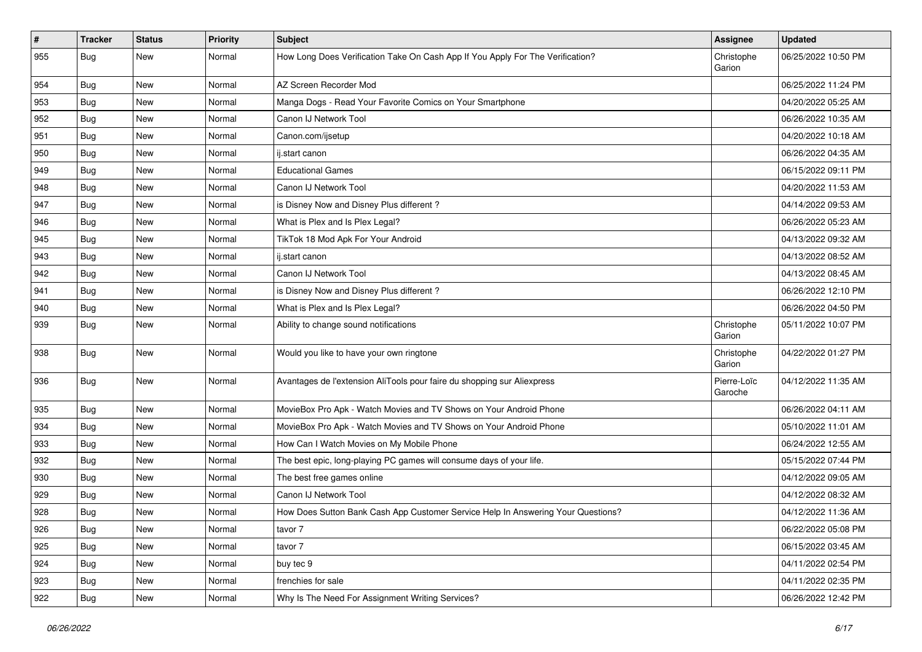| # | Tracker | Status | Priority | Subject | Assignee | Updated |
|---|---|---|---|---|---|---|
| 955 | Bug | New | Normal | How Long Does Verification Take On Cash App If You Apply For The Verification? | Christophe Garion | 06/25/2022 10:50 PM |
| 954 | Bug | New | Normal | AZ Screen Recorder Mod | | 06/25/2022 11:24 PM |
| 953 | Bug | New | Normal | Manga Dogs - Read Your Favorite Comics on Your Smartphone | | 04/20/2022 05:25 AM |
| 952 | Bug | New | Normal | Canon IJ Network Tool | | 06/26/2022 10:35 AM |
| 951 | Bug | New | Normal | Canon.com/ijsetup | | 04/20/2022 10:18 AM |
| 950 | Bug | New | Normal | ij.start canon | | 06/26/2022 04:35 AM |
| 949 | Bug | New | Normal | Educational Games | | 06/15/2022 09:11 PM |
| 948 | Bug | New | Normal | Canon IJ Network Tool | | 04/20/2022 11:53 AM |
| 947 | Bug | New | Normal | is Disney Now and Disney Plus different ? | | 04/14/2022 09:53 AM |
| 946 | Bug | New | Normal | What is Plex and Is Plex Legal? | | 06/26/2022 05:23 AM |
| 945 | Bug | New | Normal | TikTok 18 Mod Apk For Your Android | | 04/13/2022 09:32 AM |
| 943 | Bug | New | Normal | ij.start canon | | 04/13/2022 08:52 AM |
| 942 | Bug | New | Normal | Canon IJ Network Tool | | 04/13/2022 08:45 AM |
| 941 | Bug | New | Normal | is Disney Now and Disney Plus different ? | | 06/26/2022 12:10 PM |
| 940 | Bug | New | Normal | What is Plex and Is Plex Legal? | | 06/26/2022 04:50 PM |
| 939 | Bug | New | Normal | Ability to change sound notifications | Christophe Garion | 05/11/2022 10:07 PM |
| 938 | Bug | New | Normal | Would you like to have your own ringtone | Christophe Garion | 04/22/2022 01:27 PM |
| 936 | Bug | New | Normal | Avantages de l'extension AliTools pour faire du shopping sur Aliexpress | Pierre-Loïc Garoche | 04/12/2022 11:35 AM |
| 935 | Bug | New | Normal | MovieBox Pro Apk - Watch Movies and TV Shows on Your Android Phone | | 06/26/2022 04:11 AM |
| 934 | Bug | New | Normal | MovieBox Pro Apk - Watch Movies and TV Shows on Your Android Phone | | 05/10/2022 11:01 AM |
| 933 | Bug | New | Normal | How Can I Watch Movies on My Mobile Phone | | 06/24/2022 12:55 AM |
| 932 | Bug | New | Normal | The best epic, long-playing PC games will consume days of your life. | | 05/15/2022 07:44 PM |
| 930 | Bug | New | Normal | The best free games online | | 04/12/2022 09:05 AM |
| 929 | Bug | New | Normal | Canon IJ Network Tool | | 04/12/2022 08:32 AM |
| 928 | Bug | New | Normal | How Does Sutton Bank Cash App Customer Service Help In Answering Your Questions? | | 04/12/2022 11:36 AM |
| 926 | Bug | New | Normal | tavor 7 | | 06/22/2022 05:08 PM |
| 925 | Bug | New | Normal | tavor 7 | | 06/15/2022 03:45 AM |
| 924 | Bug | New | Normal | buy tec 9 | | 04/11/2022 02:54 PM |
| 923 | Bug | New | Normal | frenchies for sale | | 04/11/2022 02:35 PM |
| 922 | Bug | New | Normal | Why Is The Need For Assignment Writing Services? | | 06/26/2022 12:42 PM |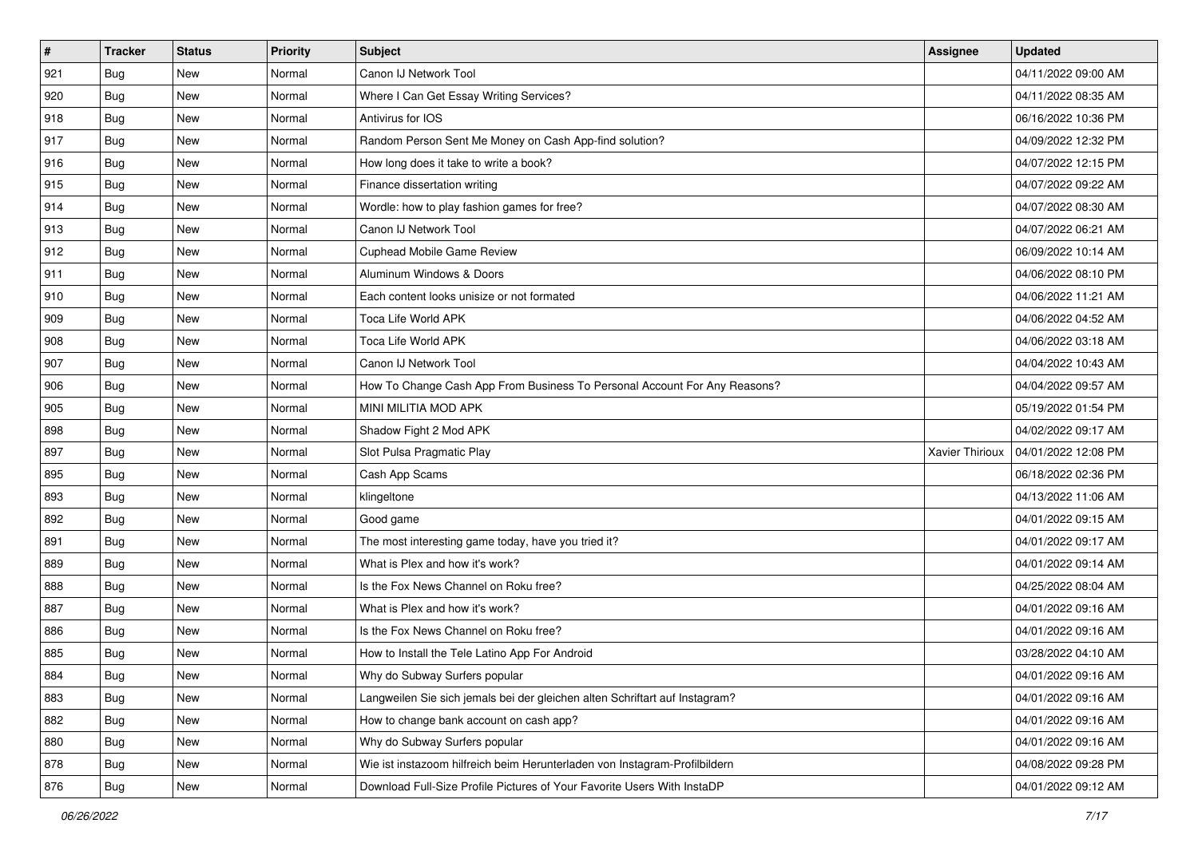| # | Tracker | Status | Priority | Subject | Assignee | Updated |
|---|---|---|---|---|---|---|
| 921 | Bug | New | Normal | Canon IJ Network Tool | | 04/11/2022 09:00 AM |
| 920 | Bug | New | Normal | Where I Can Get Essay Writing Services? | | 04/11/2022 08:35 AM |
| 918 | Bug | New | Normal | Antivirus for IOS | | 06/16/2022 10:36 PM |
| 917 | Bug | New | Normal | Random Person Sent Me Money on Cash App-find solution? | | 04/09/2022 12:32 PM |
| 916 | Bug | New | Normal | How long does it take to write a book? | | 04/07/2022 12:15 PM |
| 915 | Bug | New | Normal | Finance dissertation writing | | 04/07/2022 09:22 AM |
| 914 | Bug | New | Normal | Wordle: how to play fashion games for free? | | 04/07/2022 08:30 AM |
| 913 | Bug | New | Normal | Canon IJ Network Tool | | 04/07/2022 06:21 AM |
| 912 | Bug | New | Normal | Cuphead Mobile Game Review | | 06/09/2022 10:14 AM |
| 911 | Bug | New | Normal | Aluminum Windows & Doors | | 04/06/2022 08:10 PM |
| 910 | Bug | New | Normal | Each content looks unisize or not formated | | 04/06/2022 11:21 AM |
| 909 | Bug | New | Normal | Toca Life World APK | | 04/06/2022 04:52 AM |
| 908 | Bug | New | Normal | Toca Life World APK | | 04/06/2022 03:18 AM |
| 907 | Bug | New | Normal | Canon IJ Network Tool | | 04/04/2022 10:43 AM |
| 906 | Bug | New | Normal | How To Change Cash App From Business To Personal Account For Any Reasons? | | 04/04/2022 09:57 AM |
| 905 | Bug | New | Normal | MINI MILITIA MOD APK | | 05/19/2022 01:54 PM |
| 898 | Bug | New | Normal | Shadow Fight 2 Mod APK | | 04/02/2022 09:17 AM |
| 897 | Bug | New | Normal | Slot Pulsa Pragmatic Play | Xavier Thirioux | 04/01/2022 12:08 PM |
| 895 | Bug | New | Normal | Cash App Scams | | 06/18/2022 02:36 PM |
| 893 | Bug | New | Normal | klingeltone | | 04/13/2022 11:06 AM |
| 892 | Bug | New | Normal | Good game | | 04/01/2022 09:15 AM |
| 891 | Bug | New | Normal | The most interesting game today, have you tried it? | | 04/01/2022 09:17 AM |
| 889 | Bug | New | Normal | What is Plex and how it's work? | | 04/01/2022 09:14 AM |
| 888 | Bug | New | Normal | Is the Fox News Channel on Roku free? | | 04/25/2022 08:04 AM |
| 887 | Bug | New | Normal | What is Plex and how it's work? | | 04/01/2022 09:16 AM |
| 886 | Bug | New | Normal | Is the Fox News Channel on Roku free? | | 04/01/2022 09:16 AM |
| 885 | Bug | New | Normal | How to Install the Tele Latino App For Android | | 03/28/2022 04:10 AM |
| 884 | Bug | New | Normal | Why do Subway Surfers popular | | 04/01/2022 09:16 AM |
| 883 | Bug | New | Normal | Langweilen Sie sich jemals bei der gleichen alten Schriftart auf Instagram? | | 04/01/2022 09:16 AM |
| 882 | Bug | New | Normal | How to change bank account on cash app? | | 04/01/2022 09:16 AM |
| 880 | Bug | New | Normal | Why do Subway Surfers popular | | 04/01/2022 09:16 AM |
| 878 | Bug | New | Normal | Wie ist instazoom hilfreich beim Herunterladen von Instagram-Profilbildern | | 04/08/2022 09:28 PM |
| 876 | Bug | New | Normal | Download Full-Size Profile Pictures of Your Favorite Users With InstaDP | | 04/01/2022 09:12 AM |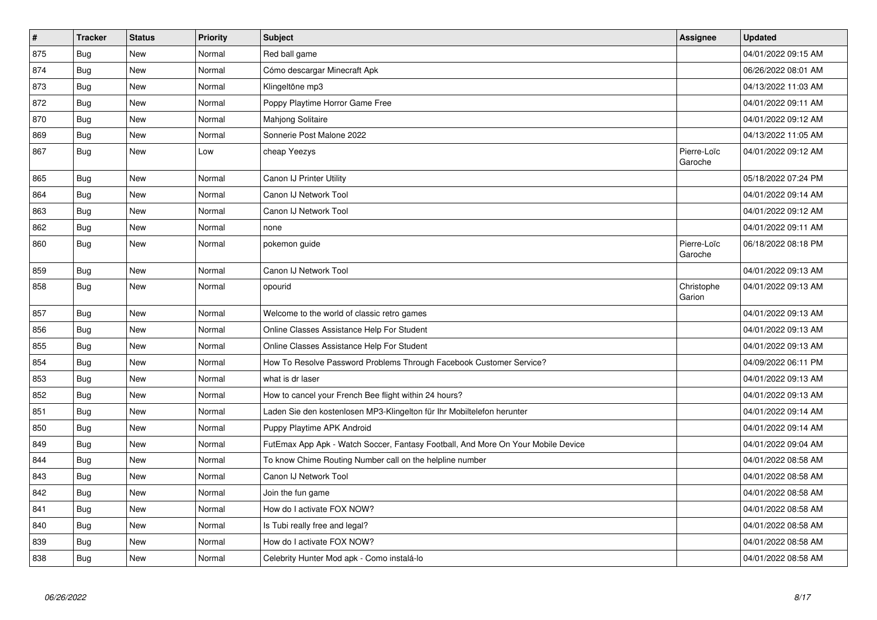| # | Tracker | Status | Priority | Subject | Assignee | Updated |
|---|---|---|---|---|---|---|
| 875 | Bug | New | Normal | Red ball game | | 04/01/2022 09:15 AM |
| 874 | Bug | New | Normal | Cómo descargar Minecraft Apk | | 06/26/2022 08:01 AM |
| 873 | Bug | New | Normal | Klingeltöne mp3 | | 04/13/2022 11:03 AM |
| 872 | Bug | New | Normal | Poppy Playtime Horror Game Free | | 04/01/2022 09:11 AM |
| 870 | Bug | New | Normal | Mahjong Solitaire | | 04/01/2022 09:12 AM |
| 869 | Bug | New | Normal | Sonnerie Post Malone 2022 | | 04/13/2022 11:05 AM |
| 867 | Bug | New | Low | cheap Yeezys | Pierre-Loïc Garoche | 04/01/2022 09:12 AM |
| 865 | Bug | New | Normal | Canon IJ Printer Utility | | 05/18/2022 07:24 PM |
| 864 | Bug | New | Normal | Canon IJ Network Tool | | 04/01/2022 09:14 AM |
| 863 | Bug | New | Normal | Canon IJ Network Tool | | 04/01/2022 09:12 AM |
| 862 | Bug | New | Normal | none | | 04/01/2022 09:11 AM |
| 860 | Bug | New | Normal | pokemon guide | Pierre-Loïc Garoche | 06/18/2022 08:18 PM |
| 859 | Bug | New | Normal | Canon IJ Network Tool | | 04/01/2022 09:13 AM |
| 858 | Bug | New | Normal | opourid | Christophe Garion | 04/01/2022 09:13 AM |
| 857 | Bug | New | Normal | Welcome to the world of classic retro games | | 04/01/2022 09:13 AM |
| 856 | Bug | New | Normal | Online Classes Assistance Help For Student | | 04/01/2022 09:13 AM |
| 855 | Bug | New | Normal | Online Classes Assistance Help For Student | | 04/01/2022 09:13 AM |
| 854 | Bug | New | Normal | How To Resolve Password Problems Through Facebook Customer Service? | | 04/09/2022 06:11 PM |
| 853 | Bug | New | Normal | what is dr laser | | 04/01/2022 09:13 AM |
| 852 | Bug | New | Normal | How to cancel your French Bee flight within 24 hours? | | 04/01/2022 09:13 AM |
| 851 | Bug | New | Normal | Laden Sie den kostenlosen MP3-Klingelton für Ihr Mobiltelefon herunter | | 04/01/2022 09:14 AM |
| 850 | Bug | New | Normal | Puppy Playtime APK Android | | 04/01/2022 09:14 AM |
| 849 | Bug | New | Normal | FutEmax App Apk - Watch Soccer, Fantasy Football, And More On Your Mobile Device | | 04/01/2022 09:04 AM |
| 844 | Bug | New | Normal | To know Chime Routing Number call on the helpline number | | 04/01/2022 08:58 AM |
| 843 | Bug | New | Normal | Canon IJ Network Tool | | 04/01/2022 08:58 AM |
| 842 | Bug | New | Normal | Join the fun game | | 04/01/2022 08:58 AM |
| 841 | Bug | New | Normal | How do I activate FOX NOW? | | 04/01/2022 08:58 AM |
| 840 | Bug | New | Normal | Is Tubi really free and legal? | | 04/01/2022 08:58 AM |
| 839 | Bug | New | Normal | How do I activate FOX NOW? | | 04/01/2022 08:58 AM |
| 838 | Bug | New | Normal | Celebrity Hunter Mod apk - Como instalá-lo | | 04/01/2022 08:58 AM |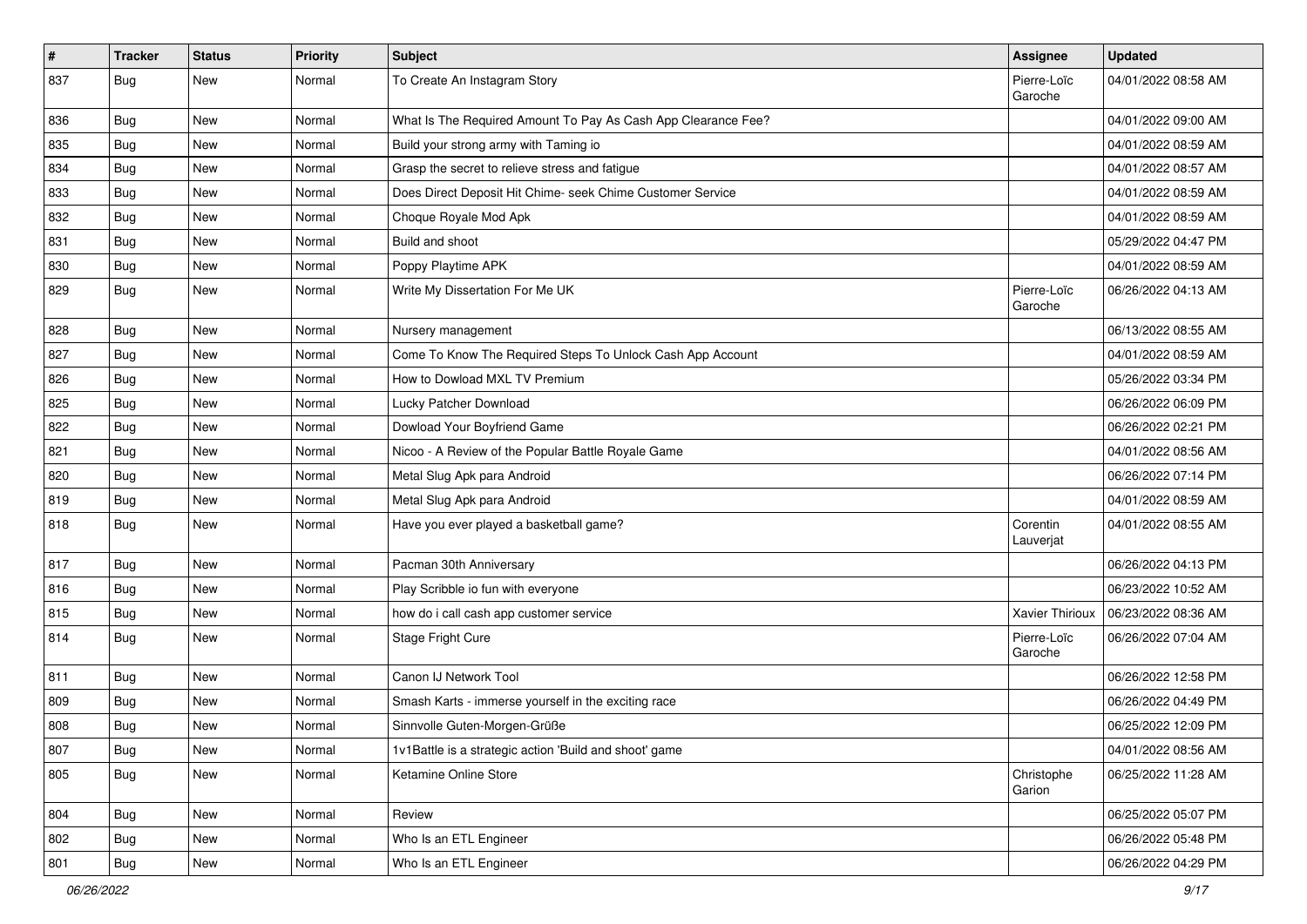| # | Tracker | Status | Priority | Subject | Assignee | Updated |
|---|---|---|---|---|---|---|
| 837 | Bug | New | Normal | To Create An Instagram Story | Pierre-Loïc Garoche | 04/01/2022 08:58 AM |
| 836 | Bug | New | Normal | What Is The Required Amount To Pay As Cash App Clearance Fee? | | 04/01/2022 09:00 AM |
| 835 | Bug | New | Normal | Build your strong army with Taming io | | 04/01/2022 08:59 AM |
| 834 | Bug | New | Normal | Grasp the secret to relieve stress and fatigue | | 04/01/2022 08:57 AM |
| 833 | Bug | New | Normal | Does Direct Deposit Hit Chime- seek Chime Customer Service | | 04/01/2022 08:59 AM |
| 832 | Bug | New | Normal | Choque Royale Mod Apk | | 04/01/2022 08:59 AM |
| 831 | Bug | New | Normal | Build and shoot | | 05/29/2022 04:47 PM |
| 830 | Bug | New | Normal | Poppy Playtime APK | | 04/01/2022 08:59 AM |
| 829 | Bug | New | Normal | Write My Dissertation For Me UK | Pierre-Loïc Garoche | 06/26/2022 04:13 AM |
| 828 | Bug | New | Normal | Nursery management | | 06/13/2022 08:55 AM |
| 827 | Bug | New | Normal | Come To Know The Required Steps To Unlock Cash App Account | | 04/01/2022 08:59 AM |
| 826 | Bug | New | Normal | How to Dowload MXL TV Premium | | 05/26/2022 03:34 PM |
| 825 | Bug | New | Normal | Lucky Patcher Download | | 06/26/2022 06:09 PM |
| 822 | Bug | New | Normal | Dowload Your Boyfriend Game | | 06/26/2022 02:21 PM |
| 821 | Bug | New | Normal | Nicoo - A Review of the Popular Battle Royale Game | | 04/01/2022 08:56 AM |
| 820 | Bug | New | Normal | Metal Slug Apk para Android | | 06/26/2022 07:14 PM |
| 819 | Bug | New | Normal | Metal Slug Apk para Android | | 04/01/2022 08:59 AM |
| 818 | Bug | New | Normal | Have you ever played a basketball game? | Corentin Lauverjat | 04/01/2022 08:55 AM |
| 817 | Bug | New | Normal | Pacman 30th Anniversary | | 06/26/2022 04:13 PM |
| 816 | Bug | New | Normal | Play Scribble io fun with everyone | | 06/23/2022 10:52 AM |
| 815 | Bug | New | Normal | how do i call cash app customer service | Xavier Thirioux | 06/23/2022 08:36 AM |
| 814 | Bug | New | Normal | Stage Fright Cure | Pierre-Loïc Garoche | 06/26/2022 07:04 AM |
| 811 | Bug | New | Normal | Canon IJ Network Tool | | 06/26/2022 12:58 PM |
| 809 | Bug | New | Normal | Smash Karts - immerse yourself in the exciting race | | 06/26/2022 04:49 PM |
| 808 | Bug | New | Normal | Sinnvolle Guten-Morgen-Grüße | | 06/25/2022 12:09 PM |
| 807 | Bug | New | Normal | 1v1Battle is a strategic action 'Build and shoot' game | | 04/01/2022 08:56 AM |
| 805 | Bug | New | Normal | Ketamine Online Store | Christophe Garion | 06/25/2022 11:28 AM |
| 804 | Bug | New | Normal | Review | | 06/25/2022 05:07 PM |
| 802 | Bug | New | Normal | Who Is an ETL Engineer | | 06/26/2022 05:48 PM |
| 801 | Bug | New | Normal | Who Is an ETL Engineer | | 06/26/2022 04:29 PM |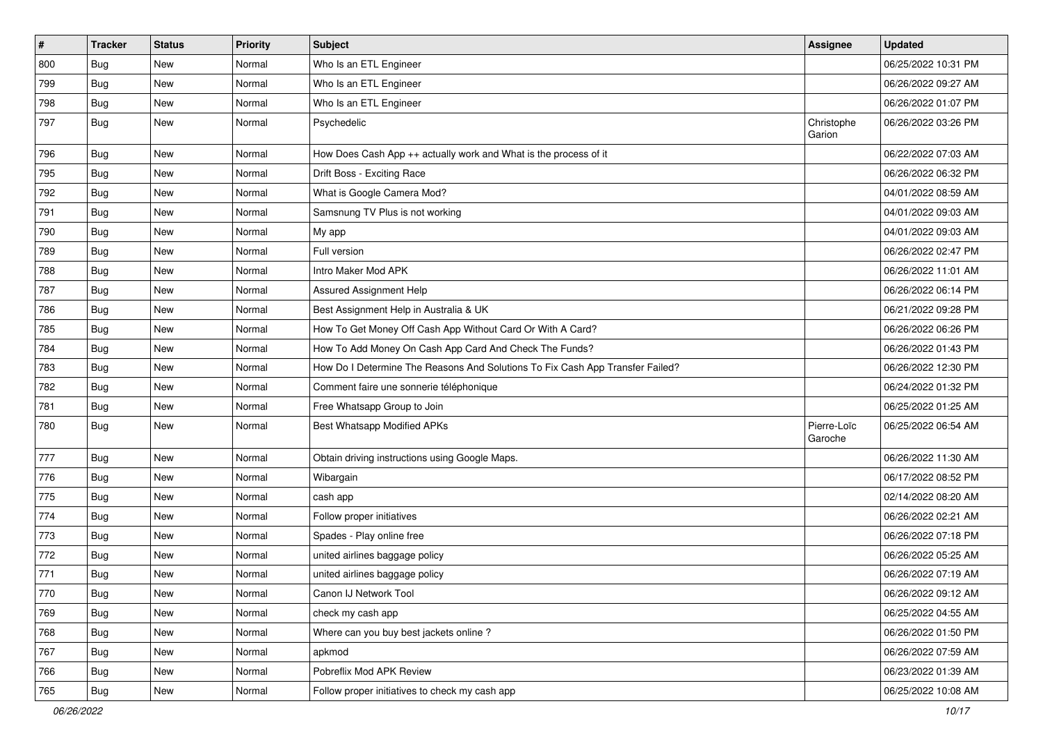| # | Tracker | Status | Priority | Subject | Assignee | Updated |
|---|---|---|---|---|---|---|
| 800 | Bug | New | Normal | Who Is an ETL Engineer | | 06/25/2022 10:31 PM |
| 799 | Bug | New | Normal | Who Is an ETL Engineer | | 06/26/2022 09:27 AM |
| 798 | Bug | New | Normal | Who Is an ETL Engineer | | 06/26/2022 01:07 PM |
| 797 | Bug | New | Normal | Psychedelic | Christophe Garion | 06/26/2022 03:26 PM |
| 796 | Bug | New | Normal | How Does Cash App ++ actually work and What is the process of it | | 06/22/2022 07:03 AM |
| 795 | Bug | New | Normal | Drift Boss - Exciting Race | | 06/26/2022 06:32 PM |
| 792 | Bug | New | Normal | What is Google Camera Mod? | | 04/01/2022 08:59 AM |
| 791 | Bug | New | Normal | Samsnung TV Plus is not working | | 04/01/2022 09:03 AM |
| 790 | Bug | New | Normal | My app | | 04/01/2022 09:03 AM |
| 789 | Bug | New | Normal | Full version | | 06/26/2022 02:47 PM |
| 788 | Bug | New | Normal | Intro Maker Mod APK | | 06/26/2022 11:01 AM |
| 787 | Bug | New | Normal | Assured Assignment Help | | 06/26/2022 06:14 PM |
| 786 | Bug | New | Normal | Best Assignment Help in Australia & UK | | 06/21/2022 09:28 PM |
| 785 | Bug | New | Normal | How To Get Money Off Cash App Without Card Or With A Card? | | 06/26/2022 06:26 PM |
| 784 | Bug | New | Normal | How To Add Money On Cash App Card And Check The Funds? | | 06/26/2022 01:43 PM |
| 783 | Bug | New | Normal | How Do I Determine The Reasons And Solutions To Fix Cash App Transfer Failed? | | 06/26/2022 12:30 PM |
| 782 | Bug | New | Normal | Comment faire une sonnerie téléphonique | | 06/24/2022 01:32 PM |
| 781 | Bug | New | Normal | Free Whatsapp Group to Join | | 06/25/2022 01:25 AM |
| 780 | Bug | New | Normal | Best Whatsapp Modified APKs | Pierre-Loïc Garoche | 06/25/2022 06:54 AM |
| 777 | Bug | New | Normal | Obtain driving instructions using Google Maps. | | 06/26/2022 11:30 AM |
| 776 | Bug | New | Normal | Wibargain | | 06/17/2022 08:52 PM |
| 775 | Bug | New | Normal | cash app | | 02/14/2022 08:20 AM |
| 774 | Bug | New | Normal | Follow proper initiatives | | 06/26/2022 02:21 AM |
| 773 | Bug | New | Normal | Spades - Play online free | | 06/26/2022 07:18 PM |
| 772 | Bug | New | Normal | united airlines baggage policy | | 06/26/2022 05:25 AM |
| 771 | Bug | New | Normal | united airlines baggage policy | | 06/26/2022 07:19 AM |
| 770 | Bug | New | Normal | Canon IJ Network Tool | | 06/26/2022 09:12 AM |
| 769 | Bug | New | Normal | check my cash app | | 06/25/2022 04:55 AM |
| 768 | Bug | New | Normal | Where can you buy best jackets online ? | | 06/26/2022 01:50 PM |
| 767 | Bug | New | Normal | apkmod | | 06/26/2022 07:59 AM |
| 766 | Bug | New | Normal | Pobreflix Mod APK Review | | 06/23/2022 01:39 AM |
| 765 | Bug | New | Normal | Follow proper initiatives to check my cash app | | 06/25/2022 10:08 AM |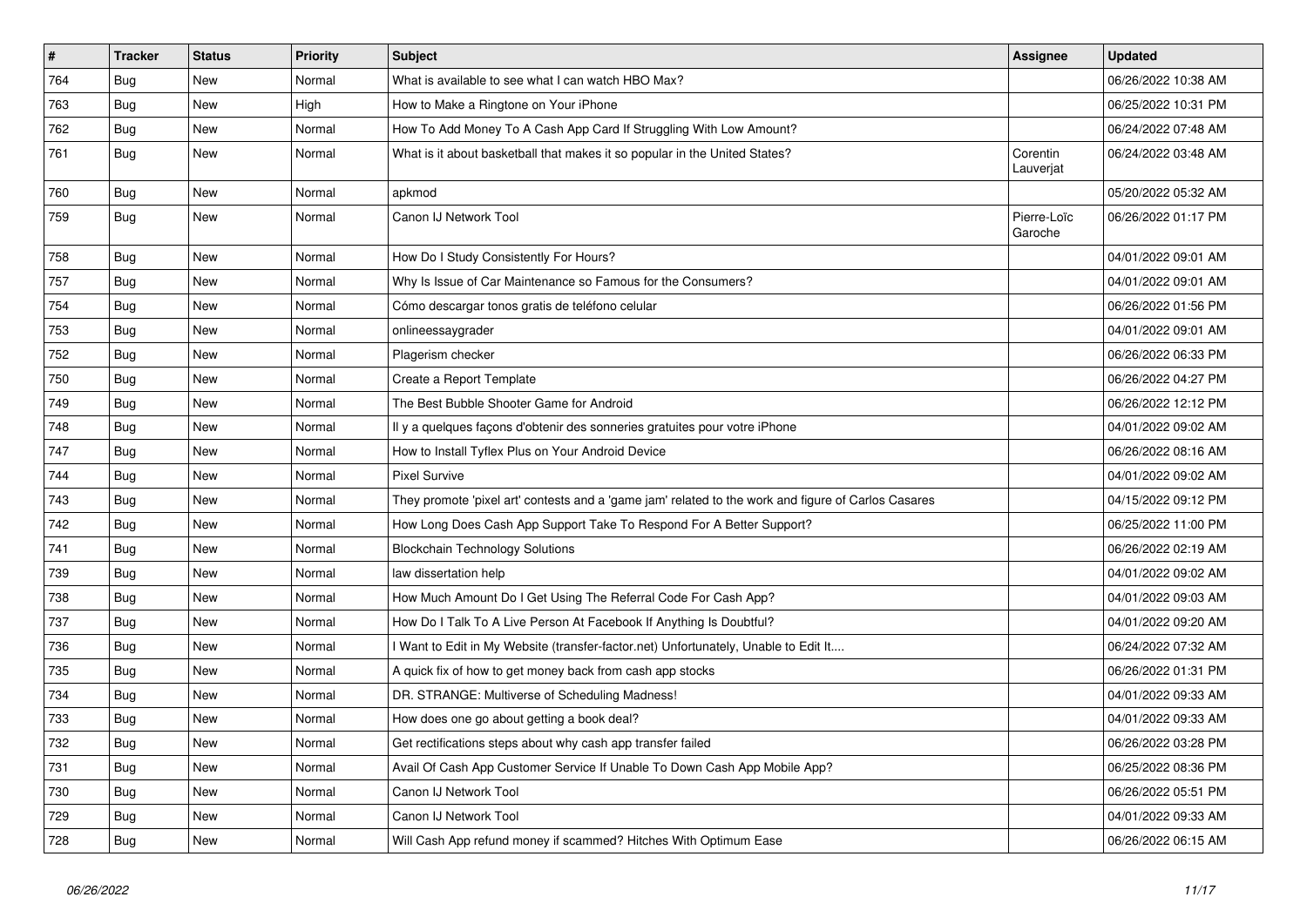| # | Tracker | Status | Priority | Subject | Assignee | Updated |
|---|---|---|---|---|---|---|
| 764 | Bug | New | Normal | What is available to see what I can watch HBO Max? | | 06/26/2022 10:38 AM |
| 763 | Bug | New | High | How to Make a Ringtone on Your iPhone | | 06/25/2022 10:31 PM |
| 762 | Bug | New | Normal | How To Add Money To A Cash App Card If Struggling With Low Amount? | | 06/24/2022 07:48 AM |
| 761 | Bug | New | Normal | What is it about basketball that makes it so popular in the United States? | Corentin Lauverjat | 06/24/2022 03:48 AM |
| 760 | Bug | New | Normal | apkmod | | 05/20/2022 05:32 AM |
| 759 | Bug | New | Normal | Canon IJ Network Tool | Pierre-Loïc Garoche | 06/26/2022 01:17 PM |
| 758 | Bug | New | Normal | How Do I Study Consistently For Hours? | | 04/01/2022 09:01 AM |
| 757 | Bug | New | Normal | Why Is Issue of Car Maintenance so Famous for the Consumers? | | 04/01/2022 09:01 AM |
| 754 | Bug | New | Normal | Cómo descargar tonos gratis de teléfono celular | | 06/26/2022 01:56 PM |
| 753 | Bug | New | Normal | onlineessaygrader | | 04/01/2022 09:01 AM |
| 752 | Bug | New | Normal | Plagerism checker | | 06/26/2022 06:33 PM |
| 750 | Bug | New | Normal | Create a Report Template | | 06/26/2022 04:27 PM |
| 749 | Bug | New | Normal | The Best Bubble Shooter Game for Android | | 06/26/2022 12:12 PM |
| 748 | Bug | New | Normal | Il y a quelques façons d'obtenir des sonneries gratuites pour votre iPhone | | 04/01/2022 09:02 AM |
| 747 | Bug | New | Normal | How to Install Tyflex Plus on Your Android Device | | 06/26/2022 08:16 AM |
| 744 | Bug | New | Normal | Pixel Survive | | 04/01/2022 09:02 AM |
| 743 | Bug | New | Normal | They promote 'pixel art' contests and a 'game jam' related to the work and figure of Carlos Casares | | 04/15/2022 09:12 PM |
| 742 | Bug | New | Normal | How Long Does Cash App Support Take To Respond For A Better Support? | | 06/25/2022 11:00 PM |
| 741 | Bug | New | Normal | Blockchain Technology Solutions | | 06/26/2022 02:19 AM |
| 739 | Bug | New | Normal | law dissertation help | | 04/01/2022 09:02 AM |
| 738 | Bug | New | Normal | How Much Amount Do I Get Using The Referral Code For Cash App? | | 04/01/2022 09:03 AM |
| 737 | Bug | New | Normal | How Do I Talk To A Live Person At Facebook If Anything Is Doubtful? | | 04/01/2022 09:20 AM |
| 736 | Bug | New | Normal | I Want to Edit in My Website (transfer-factor.net) Unfortunately, Unable to Edit It.... | | 06/24/2022 07:32 AM |
| 735 | Bug | New | Normal | A quick fix of how to get money back from cash app stocks | | 06/26/2022 01:31 PM |
| 734 | Bug | New | Normal | DR. STRANGE: Multiverse of Scheduling Madness! | | 04/01/2022 09:33 AM |
| 733 | Bug | New | Normal | How does one go about getting a book deal? | | 04/01/2022 09:33 AM |
| 732 | Bug | New | Normal | Get rectifications steps about why cash app transfer failed | | 06/26/2022 03:28 PM |
| 731 | Bug | New | Normal | Avail Of Cash App Customer Service If Unable To Down Cash App Mobile App? | | 06/25/2022 08:36 PM |
| 730 | Bug | New | Normal | Canon IJ Network Tool | | 06/26/2022 05:51 PM |
| 729 | Bug | New | Normal | Canon IJ Network Tool | | 04/01/2022 09:33 AM |
| 728 | Bug | New | Normal | Will Cash App refund money if scammed? Hitches With Optimum Ease | | 06/26/2022 06:15 AM |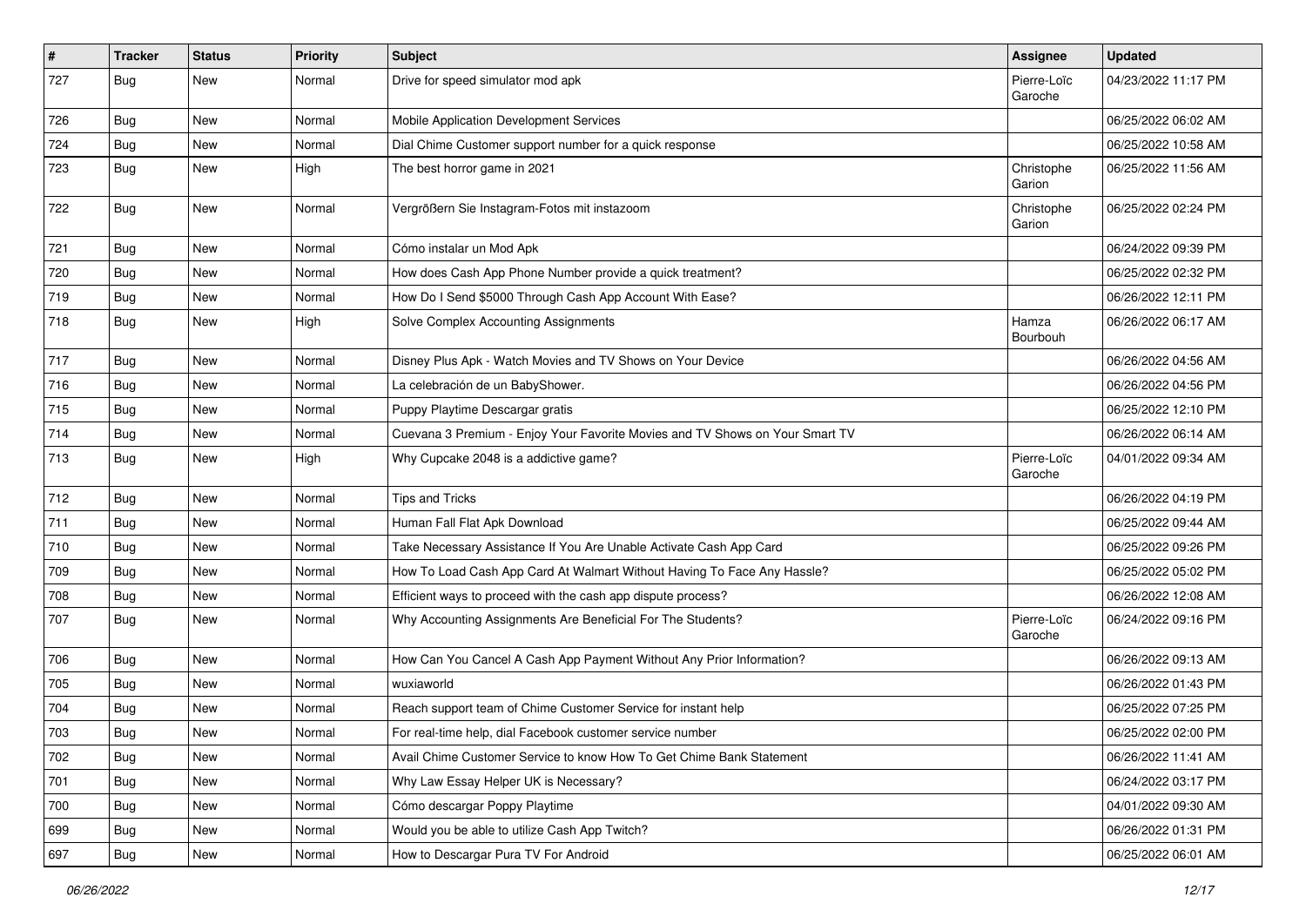| # | Tracker | Status | Priority | Subject | Assignee | Updated |
|---|---|---|---|---|---|---|
| 727 | Bug | New | Normal | Drive for speed simulator mod apk | Pierre-Loïc Garoche | 04/23/2022 11:17 PM |
| 726 | Bug | New | Normal | Mobile Application Development Services | | 06/25/2022 06:02 AM |
| 724 | Bug | New | Normal | Dial Chime Customer support number for a quick response | | 06/25/2022 10:58 AM |
| 723 | Bug | New | High | The best horror game in 2021 | Christophe Garion | 06/25/2022 11:56 AM |
| 722 | Bug | New | Normal | Vergrößern Sie Instagram-Fotos mit instazoom | Christophe Garion | 06/25/2022 02:24 PM |
| 721 | Bug | New | Normal | Cómo instalar un Mod Apk | | 06/24/2022 09:39 PM |
| 720 | Bug | New | Normal | How does Cash App Phone Number provide a quick treatment? | | 06/25/2022 02:32 PM |
| 719 | Bug | New | Normal | How Do I Send $5000 Through Cash App Account With Ease? | | 06/26/2022 12:11 PM |
| 718 | Bug | New | High | Solve Complex Accounting Assignments | Hamza Bourbouh | 06/26/2022 06:17 AM |
| 717 | Bug | New | Normal | Disney Plus Apk - Watch Movies and TV Shows on Your Device | | 06/26/2022 04:56 AM |
| 716 | Bug | New | Normal | La celebración de un BabyShower. | | 06/26/2022 04:56 PM |
| 715 | Bug | New | Normal | Puppy Playtime Descargar gratis | | 06/25/2022 12:10 PM |
| 714 | Bug | New | Normal | Cuevana 3 Premium - Enjoy Your Favorite Movies and TV Shows on Your Smart TV | | 06/26/2022 06:14 AM |
| 713 | Bug | New | High | Why Cupcake 2048 is a addictive game? | Pierre-Loïc Garoche | 04/01/2022 09:34 AM |
| 712 | Bug | New | Normal | Tips and Tricks | | 06/26/2022 04:19 PM |
| 711 | Bug | New | Normal | Human Fall Flat Apk Download | | 06/25/2022 09:44 AM |
| 710 | Bug | New | Normal | Take Necessary Assistance If You Are Unable Activate Cash App Card | | 06/25/2022 09:26 PM |
| 709 | Bug | New | Normal | How To Load Cash App Card At Walmart Without Having To Face Any Hassle? | | 06/25/2022 05:02 PM |
| 708 | Bug | New | Normal | Efficient ways to proceed with the cash app dispute process? | | 06/26/2022 12:08 AM |
| 707 | Bug | New | Normal | Why Accounting Assignments Are Beneficial For The Students? | Pierre-Loïc Garoche | 06/24/2022 09:16 PM |
| 706 | Bug | New | Normal | How Can You Cancel A Cash App Payment Without Any Prior Information? | | 06/26/2022 09:13 AM |
| 705 | Bug | New | Normal | wuxiaworld | | 06/26/2022 01:43 PM |
| 704 | Bug | New | Normal | Reach support team of Chime Customer Service for instant help | | 06/25/2022 07:25 PM |
| 703 | Bug | New | Normal | For real-time help, dial Facebook customer service number | | 06/25/2022 02:00 PM |
| 702 | Bug | New | Normal | Avail Chime Customer Service to know How To Get Chime Bank Statement | | 06/26/2022 11:41 AM |
| 701 | Bug | New | Normal | Why Law Essay Helper UK is Necessary? | | 06/24/2022 03:17 PM |
| 700 | Bug | New | Normal | Cómo descargar Poppy Playtime | | 04/01/2022 09:30 AM |
| 699 | Bug | New | Normal | Would you be able to utilize Cash App Twitch? | | 06/26/2022 01:31 PM |
| 697 | Bug | New | Normal | How to Descargar Pura TV For Android | | 06/25/2022 06:01 AM |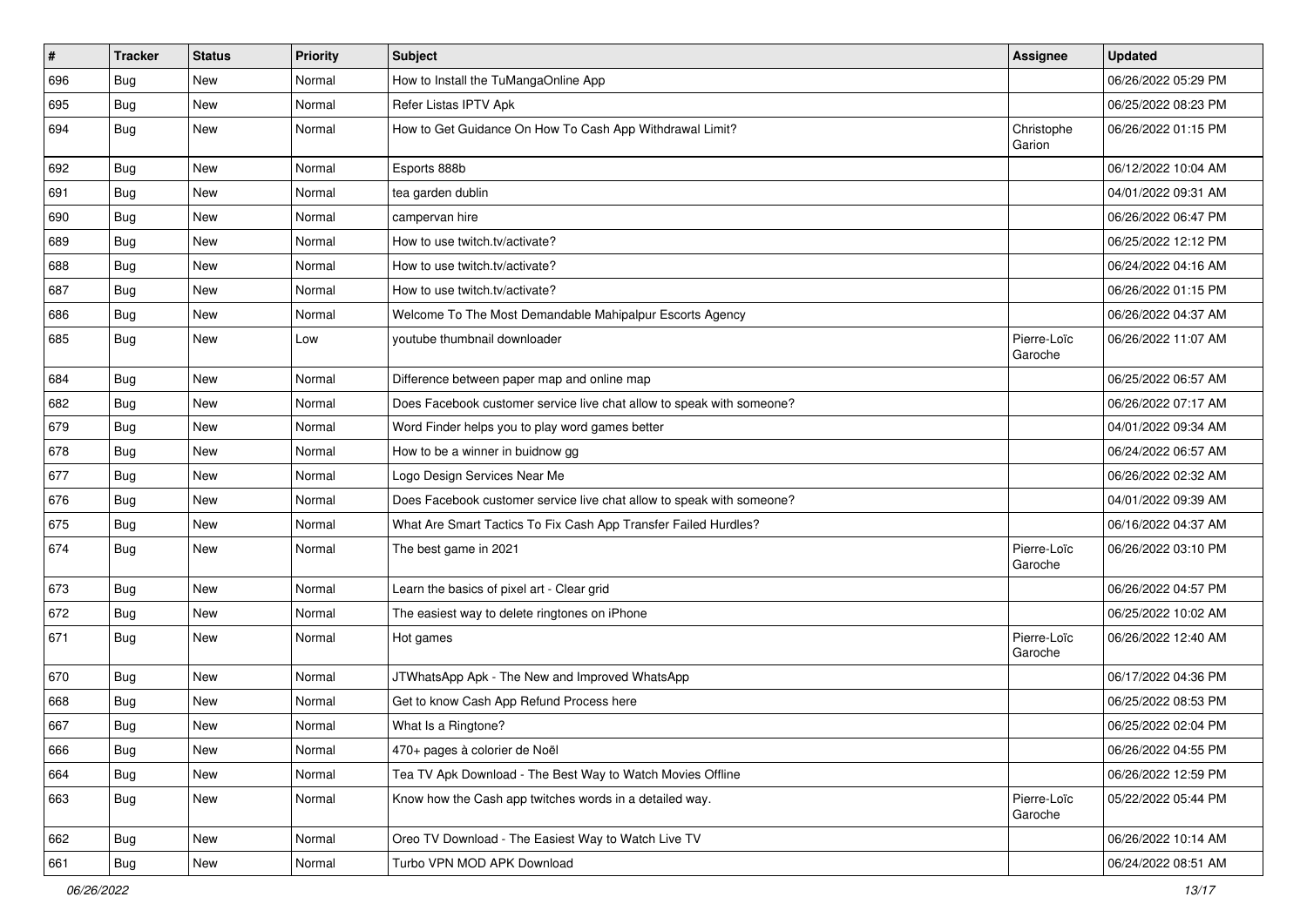| # | Tracker | Status | Priority | Subject | Assignee | Updated |
|---|---|---|---|---|---|---|
| 696 | Bug | New | Normal | How to Install the TuMangaOnline App | | 06/26/2022 05:29 PM |
| 695 | Bug | New | Normal | Refer Listas IPTV Apk | | 06/25/2022 08:23 PM |
| 694 | Bug | New | Normal | How to Get Guidance On How To Cash App Withdrawal Limit? | Christophe Garion | 06/26/2022 01:15 PM |
| 692 | Bug | New | Normal | Esports 888b | | 06/12/2022 10:04 AM |
| 691 | Bug | New | Normal | tea garden dublin | | 04/01/2022 09:31 AM |
| 690 | Bug | New | Normal | campervan hire | | 06/26/2022 06:47 PM |
| 689 | Bug | New | Normal | How to use twitch.tv/activate? | | 06/25/2022 12:12 PM |
| 688 | Bug | New | Normal | How to use twitch.tv/activate? | | 06/24/2022 04:16 AM |
| 687 | Bug | New | Normal | How to use twitch.tv/activate? | | 06/26/2022 01:15 PM |
| 686 | Bug | New | Normal | Welcome To The Most Demandable Mahipalpur Escorts Agency | | 06/26/2022 04:37 AM |
| 685 | Bug | New | Low | youtube thumbnail downloader | Pierre-Loïc Garoche | 06/26/2022 11:07 AM |
| 684 | Bug | New | Normal | Difference between paper map and online map | | 06/25/2022 06:57 AM |
| 682 | Bug | New | Normal | Does Facebook customer service live chat allow to speak with someone? | | 06/26/2022 07:17 AM |
| 679 | Bug | New | Normal | Word Finder helps you to play word games better | | 04/01/2022 09:34 AM |
| 678 | Bug | New | Normal | How to be a winner in buidnow gg | | 06/24/2022 06:57 AM |
| 677 | Bug | New | Normal | Logo Design Services Near Me | | 06/26/2022 02:32 AM |
| 676 | Bug | New | Normal | Does Facebook customer service live chat allow to speak with someone? | | 04/01/2022 09:39 AM |
| 675 | Bug | New | Normal | What Are Smart Tactics To Fix Cash App Transfer Failed Hurdles? | | 06/16/2022 04:37 AM |
| 674 | Bug | New | Normal | The best game in 2021 | Pierre-Loïc Garoche | 06/26/2022 03:10 PM |
| 673 | Bug | New | Normal | Learn the basics of pixel art - Clear grid | | 06/26/2022 04:57 PM |
| 672 | Bug | New | Normal | The easiest way to delete ringtones on iPhone | | 06/25/2022 10:02 AM |
| 671 | Bug | New | Normal | Hot games | Pierre-Loïc Garoche | 06/26/2022 12:40 AM |
| 670 | Bug | New | Normal | JTWhatsApp Apk - The New and Improved WhatsApp | | 06/17/2022 04:36 PM |
| 668 | Bug | New | Normal | Get to know Cash App Refund Process here | | 06/25/2022 08:53 PM |
| 667 | Bug | New | Normal | What Is a Ringtone? | | 06/25/2022 02:04 PM |
| 666 | Bug | New | Normal | 470+ pages à colorier de Noël | | 06/26/2022 04:55 PM |
| 664 | Bug | New | Normal | Tea TV Apk Download - The Best Way to Watch Movies Offline | | 06/26/2022 12:59 PM |
| 663 | Bug | New | Normal | Know how the Cash app twitches words in a detailed way. | Pierre-Loïc Garoche | 05/22/2022 05:44 PM |
| 662 | Bug | New | Normal | Oreo TV Download - The Easiest Way to Watch Live TV | | 06/26/2022 10:14 AM |
| 661 | Bug | New | Normal | Turbo VPN MOD APK Download | | 06/24/2022 08:51 AM |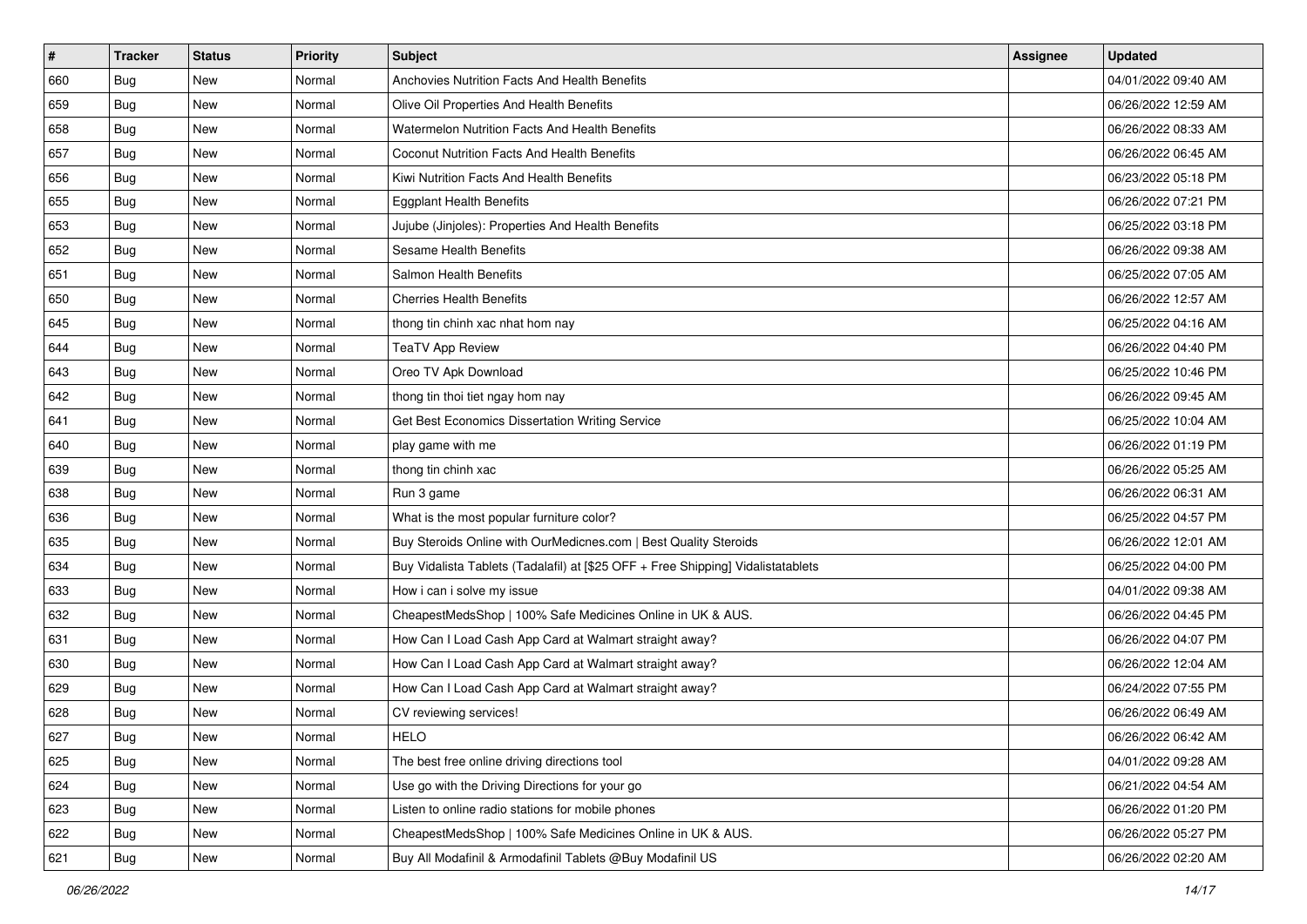| # | Tracker | Status | Priority | Subject | Assignee | Updated |
|---|---|---|---|---|---|---|
| 660 | Bug | New | Normal | Anchovies Nutrition Facts And Health Benefits | | 04/01/2022 09:40 AM |
| 659 | Bug | New | Normal | Olive Oil Properties And Health Benefits | | 06/26/2022 12:59 AM |
| 658 | Bug | New | Normal | Watermelon Nutrition Facts And Health Benefits | | 06/26/2022 08:33 AM |
| 657 | Bug | New | Normal | Coconut Nutrition Facts And Health Benefits | | 06/26/2022 06:45 AM |
| 656 | Bug | New | Normal | Kiwi Nutrition Facts And Health Benefits | | 06/23/2022 05:18 PM |
| 655 | Bug | New | Normal | Eggplant Health Benefits | | 06/26/2022 07:21 PM |
| 653 | Bug | New | Normal | Jujube (Jinjoles): Properties And Health Benefits | | 06/25/2022 03:18 PM |
| 652 | Bug | New | Normal | Sesame Health Benefits | | 06/26/2022 09:38 AM |
| 651 | Bug | New | Normal | Salmon Health Benefits | | 06/25/2022 07:05 AM |
| 650 | Bug | New | Normal | Cherries Health Benefits | | 06/26/2022 12:57 AM |
| 645 | Bug | New | Normal | thong tin chinh xac nhat hom nay | | 06/25/2022 04:16 AM |
| 644 | Bug | New | Normal | TeaTV App Review | | 06/26/2022 04:40 PM |
| 643 | Bug | New | Normal | Oreo TV Apk Download | | 06/25/2022 10:46 PM |
| 642 | Bug | New | Normal | thong tin thoi tiet ngay hom nay | | 06/26/2022 09:45 AM |
| 641 | Bug | New | Normal | Get Best Economics Dissertation Writing Service | | 06/25/2022 10:04 AM |
| 640 | Bug | New | Normal | play game with me | | 06/26/2022 01:19 PM |
| 639 | Bug | New | Normal | thong tin chinh xac | | 06/26/2022 05:25 AM |
| 638 | Bug | New | Normal | Run 3 game | | 06/26/2022 06:31 AM |
| 636 | Bug | New | Normal | What is the most popular furniture color? | | 06/25/2022 04:57 PM |
| 635 | Bug | New | Normal | Buy Steroids Online with OurMedicnes.com \| Best Quality Steroids | | 06/26/2022 12:01 AM |
| 634 | Bug | New | Normal | Buy Vidalista Tablets (Tadalafil) at [$25 OFF + Free Shipping] Vidalistatablets | | 06/25/2022 04:00 PM |
| 633 | Bug | New | Normal | How i can i solve my issue | | 04/01/2022 09:38 AM |
| 632 | Bug | New | Normal | CheapestMedsShop \| 100% Safe Medicines Online in UK & AUS. | | 06/26/2022 04:45 PM |
| 631 | Bug | New | Normal | How Can I Load Cash App Card at Walmart straight away? | | 06/26/2022 04:07 PM |
| 630 | Bug | New | Normal | How Can I Load Cash App Card at Walmart straight away? | | 06/26/2022 12:04 AM |
| 629 | Bug | New | Normal | How Can I Load Cash App Card at Walmart straight away? | | 06/24/2022 07:55 PM |
| 628 | Bug | New | Normal | CV reviewing services! | | 06/26/2022 06:49 AM |
| 627 | Bug | New | Normal | HELO | | 06/26/2022 06:42 AM |
| 625 | Bug | New | Normal | The best free online driving directions tool | | 04/01/2022 09:28 AM |
| 624 | Bug | New | Normal | Use go with the Driving Directions for your go | | 06/21/2022 04:54 AM |
| 623 | Bug | New | Normal | Listen to online radio stations for mobile phones | | 06/26/2022 01:20 PM |
| 622 | Bug | New | Normal | CheapestMedsShop \| 100% Safe Medicines Online in UK & AUS. | | 06/26/2022 05:27 PM |
| 621 | Bug | New | Normal | Buy All Modafinil & Armodafinil Tablets @Buy Modafinil US | | 06/26/2022 02:20 AM |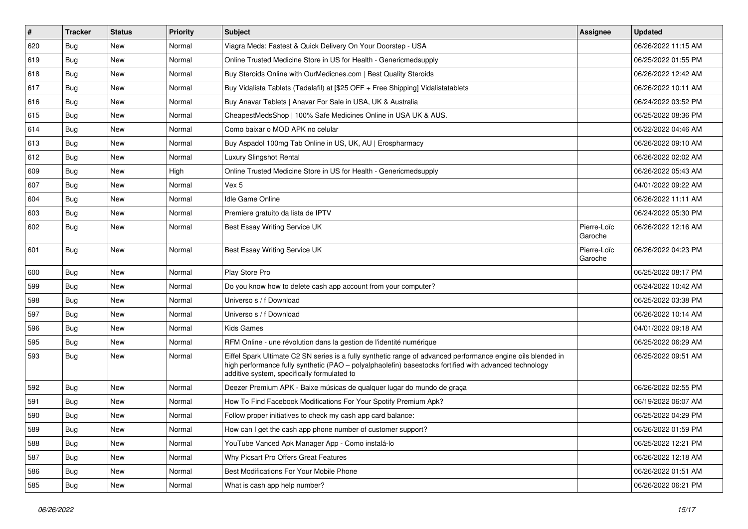| # | Tracker | Status | Priority | Subject | Assignee | Updated |
|---|---|---|---|---|---|---|
| 620 | Bug | New | Normal | Viagra Meds: Fastest & Quick Delivery On Your Doorstep - USA | | 06/26/2022 11:15 AM |
| 619 | Bug | New | Normal | Online Trusted Medicine Store in US for Health - Genericmedsupply | | 06/25/2022 01:55 PM |
| 618 | Bug | New | Normal | Buy Steroids Online with OurMedicnes.com \| Best Quality Steroids | | 06/26/2022 12:42 AM |
| 617 | Bug | New | Normal | Buy Vidalista Tablets (Tadalafil) at [$25 OFF + Free Shipping] Vidalistatablets | | 06/26/2022 10:11 AM |
| 616 | Bug | New | Normal | Buy Anavar Tablets \| Anavar For Sale in USA, UK & Australia | | 06/24/2022 03:52 PM |
| 615 | Bug | New | Normal | CheapestMedsShop \| 100% Safe Medicines Online in USA UK & AUS. | | 06/25/2022 08:36 PM |
| 614 | Bug | New | Normal | Como baixar o MOD APK no celular | | 06/22/2022 04:46 AM |
| 613 | Bug | New | Normal | Buy Aspadol 100mg Tab Online in US, UK, AU \| Erospharmacy | | 06/26/2022 09:10 AM |
| 612 | Bug | New | Normal | Luxury Slingshot Rental | | 06/26/2022 02:02 AM |
| 609 | Bug | New | High | Online Trusted Medicine Store in US for Health - Genericmedsupply | | 06/26/2022 05:43 AM |
| 607 | Bug | New | Normal | Vex 5 | | 04/01/2022 09:22 AM |
| 604 | Bug | New | Normal | Idle Game Online | | 06/26/2022 11:11 AM |
| 603 | Bug | New | Normal | Premiere gratuito da lista de IPTV | | 06/24/2022 05:30 PM |
| 602 | Bug | New | Normal | Best Essay Writing Service UK | Pierre-Loïc Garoche | 06/26/2022 12:16 AM |
| 601 | Bug | New | Normal | Best Essay Writing Service UK | Pierre-Loïc Garoche | 06/26/2022 04:23 PM |
| 600 | Bug | New | Normal | Play Store Pro | | 06/25/2022 08:17 PM |
| 599 | Bug | New | Normal | Do you know how to delete cash app account from your computer? | | 06/24/2022 10:42 AM |
| 598 | Bug | New | Normal | Universo s / f Download | | 06/25/2022 03:38 PM |
| 597 | Bug | New | Normal | Universo s / f Download | | 06/26/2022 10:14 AM |
| 596 | Bug | New | Normal | Kids Games | | 04/01/2022 09:18 AM |
| 595 | Bug | New | Normal | RFM Online - une révolution dans la gestion de l'identité numérique | | 06/25/2022 06:29 AM |
| 593 | Bug | New | Normal | Eiffel Spark Ultimate C2 SN series is a fully synthetic range of advanced performance engine oils blended in high performance fully synthetic (PAO – polyalphaolefin) basestocks fortified with advanced technology additive system, specifically formulated to | | 06/25/2022 09:51 AM |
| 592 | Bug | New | Normal | Deezer Premium APK - Baixe músicas de qualquer lugar do mundo de graça | | 06/26/2022 02:55 PM |
| 591 | Bug | New | Normal | How To Find Facebook Modifications For Your Spotify Premium Apk? | | 06/19/2022 06:07 AM |
| 590 | Bug | New | Normal | Follow proper initiatives to check my cash app card balance: | | 06/25/2022 04:29 PM |
| 589 | Bug | New | Normal | How can I get the cash app phone number of customer support? | | 06/26/2022 01:59 PM |
| 588 | Bug | New | Normal | YouTube Vanced Apk Manager App - Como instalá-lo | | 06/25/2022 12:21 PM |
| 587 | Bug | New | Normal | Why Picsart Pro Offers Great Features | | 06/26/2022 12:18 AM |
| 586 | Bug | New | Normal | Best Modifications For Your Mobile Phone | | 06/26/2022 01:51 AM |
| 585 | Bug | New | Normal | What is cash app help number? | | 06/26/2022 06:21 PM |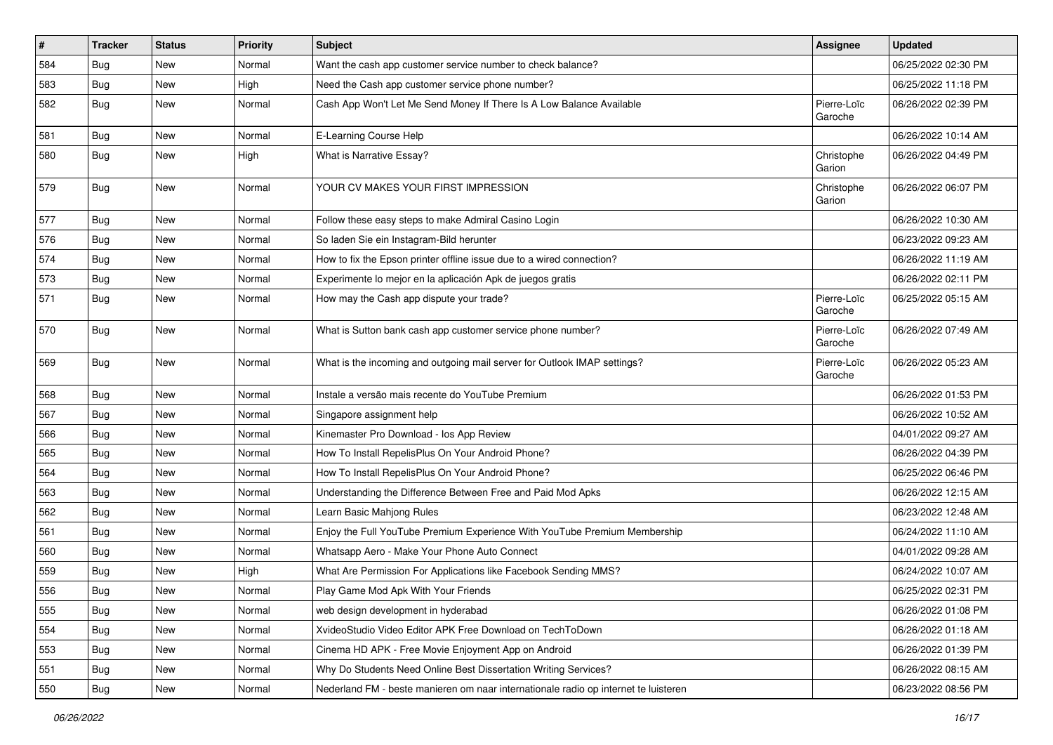| # | Tracker | Status | Priority | Subject | Assignee | Updated |
|---|---|---|---|---|---|---|
| 584 | Bug | New | Normal | Want the cash app customer service number to check balance? | | 06/25/2022 02:30 PM |
| 583 | Bug | New | High | Need the Cash app customer service phone number? | | 06/25/2022 11:18 PM |
| 582 | Bug | New | Normal | Cash App Won't Let Me Send Money If There Is A Low Balance Available | Pierre-Loïc Garoche | 06/26/2022 02:39 PM |
| 581 | Bug | New | Normal | E-Learning Course Help | | 06/26/2022 10:14 AM |
| 580 | Bug | New | High | What is Narrative Essay? | Christophe Garion | 06/26/2022 04:49 PM |
| 579 | Bug | New | Normal | YOUR CV MAKES YOUR FIRST IMPRESSION | Christophe Garion | 06/26/2022 06:07 PM |
| 577 | Bug | New | Normal | Follow these easy steps to make Admiral Casino Login | | 06/26/2022 10:30 AM |
| 576 | Bug | New | Normal | So laden Sie ein Instagram-Bild herunter | | 06/23/2022 09:23 AM |
| 574 | Bug | New | Normal | How to fix the Epson printer offline issue due to a wired connection? | | 06/26/2022 11:19 AM |
| 573 | Bug | New | Normal | Experimente lo mejor en la aplicación Apk de juegos gratis | | 06/26/2022 02:11 PM |
| 571 | Bug | New | Normal | How may the Cash app dispute your trade? | Pierre-Loïc Garoche | 06/25/2022 05:15 AM |
| 570 | Bug | New | Normal | What is Sutton bank cash app customer service phone number? | Pierre-Loïc Garoche | 06/26/2022 07:49 AM |
| 569 | Bug | New | Normal | What is the incoming and outgoing mail server for Outlook IMAP settings? | Pierre-Loïc Garoche | 06/26/2022 05:23 AM |
| 568 | Bug | New | Normal | Instale a versão mais recente do YouTube Premium | | 06/26/2022 01:53 PM |
| 567 | Bug | New | Normal | Singapore assignment help | | 06/26/2022 10:52 AM |
| 566 | Bug | New | Normal | Kinemaster Pro Download - Ios App Review | | 04/01/2022 09:27 AM |
| 565 | Bug | New | Normal | How To Install RepelisPlus On Your Android Phone? | | 06/26/2022 04:39 PM |
| 564 | Bug | New | Normal | How To Install RepelisPlus On Your Android Phone? | | 06/25/2022 06:46 PM |
| 563 | Bug | New | Normal | Understanding the Difference Between Free and Paid Mod Apks | | 06/26/2022 12:15 AM |
| 562 | Bug | New | Normal | Learn Basic Mahjong Rules | | 06/23/2022 12:48 AM |
| 561 | Bug | New | Normal | Enjoy the Full YouTube Premium Experience With YouTube Premium Membership | | 06/24/2022 11:10 AM |
| 560 | Bug | New | Normal | Whatsapp Aero - Make Your Phone Auto Connect | | 04/01/2022 09:28 AM |
| 559 | Bug | New | High | What Are Permission For Applications like Facebook Sending MMS? | | 06/24/2022 10:07 AM |
| 556 | Bug | New | Normal | Play Game Mod Apk With Your Friends | | 06/25/2022 02:31 PM |
| 555 | Bug | New | Normal | web design development in hyderabad | | 06/26/2022 01:08 PM |
| 554 | Bug | New | Normal | XvideoStudio Video Editor APK Free Download on TechToDown | | 06/26/2022 01:18 AM |
| 553 | Bug | New | Normal | Cinema HD APK - Free Movie Enjoyment App on Android | | 06/26/2022 01:39 PM |
| 551 | Bug | New | Normal | Why Do Students Need Online Best Dissertation Writing Services? | | 06/26/2022 08:15 AM |
| 550 | Bug | New | Normal | Nederland FM - beste manieren om naar internationale radio op internet te luisteren | | 06/23/2022 08:56 PM |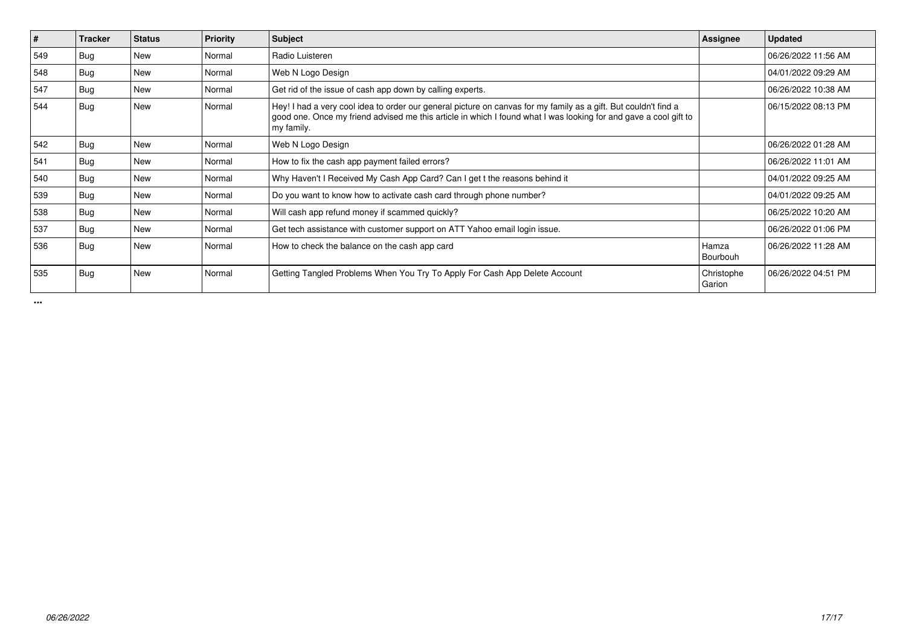| # | Tracker | Status | Priority | Subject | Assignee | Updated |
|---|---|---|---|---|---|---|
| 549 | Bug | New | Normal | Radio Luisteren | | 06/26/2022 11:56 AM |
| 548 | Bug | New | Normal | Web N Logo Design | | 04/01/2022 09:29 AM |
| 547 | Bug | New | Normal | Get rid of the issue of cash app down by calling experts. | | 06/26/2022 10:38 AM |
| 544 | Bug | New | Normal | Hey! I had a very cool idea to order our general picture on canvas for my family as a gift. But couldn't find a good one. Once my friend advised me this article in which I found what I was looking for and gave a cool gift to my family. | | 06/15/2022 08:13 PM |
| 542 | Bug | New | Normal | Web N Logo Design | | 06/26/2022 01:28 AM |
| 541 | Bug | New | Normal | How to fix the cash app payment failed errors? | | 06/26/2022 11:01 AM |
| 540 | Bug | New | Normal | Why Haven't I Received My Cash App Card? Can I get t the reasons behind it | | 04/01/2022 09:25 AM |
| 539 | Bug | New | Normal | Do you want to know how to activate cash card through phone number? | | 04/01/2022 09:25 AM |
| 538 | Bug | New | Normal | Will cash app refund money if scammed quickly? | | 06/25/2022 10:20 AM |
| 537 | Bug | New | Normal | Get tech assistance with customer support on ATT Yahoo email login issue. | | 06/26/2022 01:06 PM |
| 536 | Bug | New | Normal | How to check the balance on the cash app card | Hamza Bourbouh | 06/26/2022 11:28 AM |
| 535 | Bug | New | Normal | Getting Tangled Problems When You Try To Apply For Cash App Delete Account | Christophe Garion | 06/26/2022 04:51 PM |

...